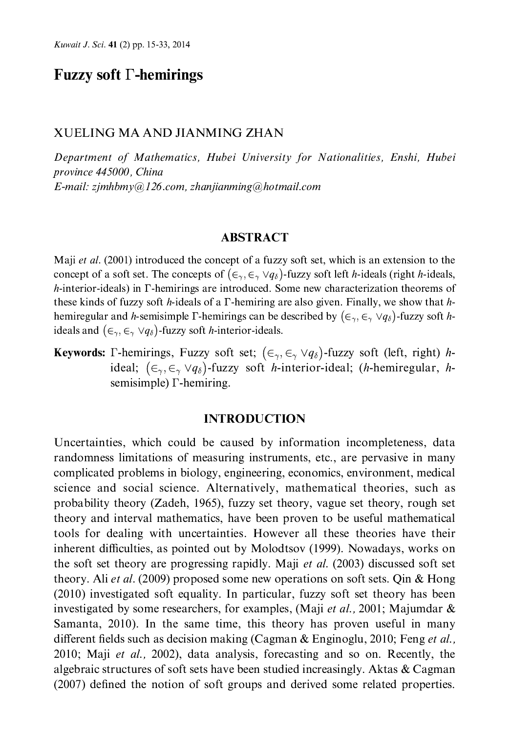# Fuzzy soft $\Gamma$-hemirings

XUELING MA AND JIANMING ZHAN

*Department of Mathematics, Hubei University for Nationalities, Enshi, Hubei province 445000, China*
*E-mail: zjmhbmy@126.com, zhanjianming@hotmail.com*

## ABSTRACT

Maji *et al*. (2001) introduced the concept of a fuzzy soft set, which is an extension to the concept of a soft set. The concepts of $(\in_\gamma, \in_\gamma \vee q_\delta)$-fuzzy soft left *h*-ideals (right *h*-ideals, *h*-interior-ideals) in $\Gamma$-hemirings are introduced. Some new characterization theorems of these kinds of fuzzy soft *h*-ideals of a $\Gamma$-hemiring are also given. Finally, we show that *h*-hemiregular and *h*-semisimple $\Gamma$-hemirings can be described by $(\in_\gamma, \in_\gamma \vee q_\delta)$-fuzzy soft *h*-ideals and $(\in_\gamma, \in_\gamma \vee q_\delta)$-fuzzy soft *h*-interior-ideals.

**Keywords:** $\Gamma$-hemirings, Fuzzy soft set; $(\in_\gamma, \in_\gamma \vee q_\delta)$-fuzzy soft (left, right) *h*-ideal; $(\in_\gamma, \in_\gamma \vee q_\delta)$-fuzzy soft *h*-interior-ideal; (*h*-hemiregular, *h*-semisimple) $\Gamma$-hemiring.

## INTRODUCTION

Uncertainties, which could be caused by information incompleteness, data randomness limitations of measuring instruments, etc., are pervasive in many complicated problems in biology, engineering, economics, environment, medical science and social science. Alternatively, mathematical theories, such as probability theory (Zadeh, 1965), fuzzy set theory, vague set theory, rough set theory and interval mathematics, have been proven to be useful mathematical tools for dealing with uncertainties. However all these theories have their inherent difficulties, as pointed out by Molodtsov (1999). Nowadays, works on the soft set theory are progressing rapidly. Maji *et al.* (2003) discussed soft set theory. Ali *et al.* (2009) proposed some new operations on soft sets. Qin & Hong (2010) investigated soft equality. In particular, fuzzy soft set theory has been investigated by some researchers, for examples, (Maji *et al.,* 2001; Majumdar & Samanta, 2010). In the same time, this theory has proven useful in many different fields such as decision making (Cagman & Enginoglu, 2010; Feng *et al.,* 2010; Maji *et al.,* 2002), data analysis, forecasting and so on. Recently, the algebraic structures of soft sets have been studied increasingly. Aktas & Cagman (2007) defined the notion of soft groups and derived some related properties.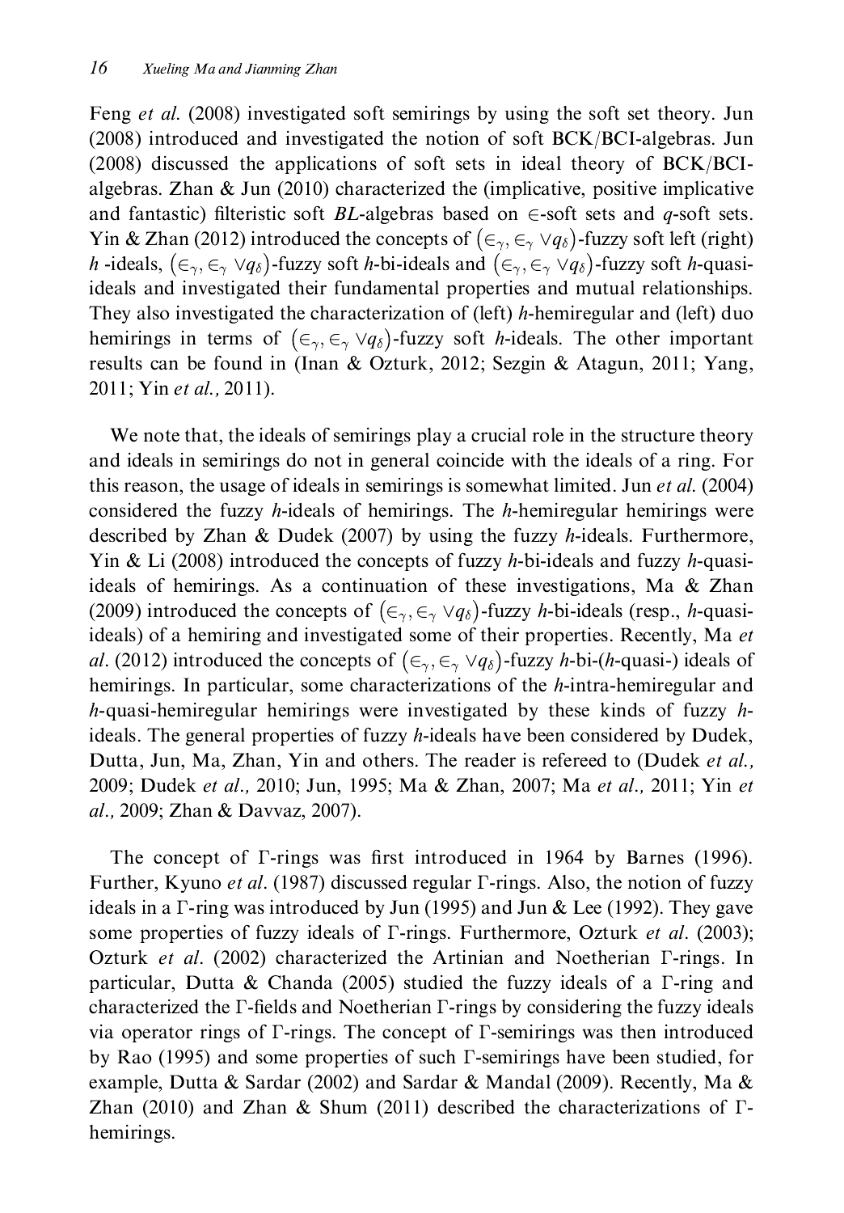Feng *et al*. (2008) investigated soft semirings by using the soft set theory. Jun (2008) introduced and investigated the notion of soft BCK/BCI-algebras. Jun (2008) discussed the applications of soft sets in ideal theory of BCK/BCI-algebras. Zhan & Jun (2010) characterized the (implicative, positive implicative and fantastic) filteristic soft *BL*-algebras based on $\in$-soft sets and $q$-soft sets. Yin & Zhan (2012) introduced the concepts of $(\in_\gamma, \in_\gamma \vee q_\delta)$-fuzzy soft left (right) $h$ -ideals, $(\in_\gamma, \in_\gamma \vee q_\delta)$-fuzzy soft $h$-bi-ideals and $(\in_\gamma, \in_\gamma \vee q_\delta)$-fuzzy soft $h$-quasi-ideals and investigated their fundamental properties and mutual relationships. They also investigated the characterization of (left) $h$-hemiregular and (left) duo hemirings in terms of $(\in_\gamma, \in_\gamma \vee q_\delta)$-fuzzy soft $h$-ideals. The other important results can be found in (Inan & Ozturk, 2012; Sezgin & Atagun, 2011; Yang, 2011; Yin *et al.,* 2011).

We note that, the ideals of semirings play a crucial role in the structure theory and ideals in semirings do not in general coincide with the ideals of a ring. For this reason, the usage of ideals in semirings is somewhat limited. Jun *et al*. (2004) considered the fuzzy $h$-ideals of hemirings. The $h$-hemiregular hemirings were described by Zhan & Dudek (2007) by using the fuzzy $h$-ideals. Furthermore, Yin & Li (2008) introduced the concepts of fuzzy $h$-bi-ideals and fuzzy $h$-quasi-ideals of hemirings. As a continuation of these investigations, Ma & Zhan (2009) introduced the concepts of $(\in_\gamma, \in_\gamma \vee q_\delta)$-fuzzy $h$-bi-ideals (resp., $h$-quasi-ideals) of a hemiring and investigated some of their properties. Recently, Ma *et al*. (2012) introduced the concepts of $(\in_\gamma, \in_\gamma \vee q_\delta)$-fuzzy $h$-bi-($h$-quasi-) ideals of hemirings. In particular, some characterizations of the $h$-intra-hemiregular and $h$-quasi-hemiregular hemirings were investigated by these kinds of fuzzy $h$-ideals. The general properties of fuzzy $h$-ideals have been considered by Dudek, Dutta, Jun, Ma, Zhan, Yin and others. The reader is refereed to (Dudek *et al.,* 2009; Dudek *et al.,* 2010; Jun, 1995; Ma & Zhan, 2007; Ma *et al.,* 2011; Yin *et al.,* 2009; Zhan & Davvaz, 2007).

The concept of $\Gamma$-rings was first introduced in 1964 by Barnes (1996). Further, Kyuno *et al*. (1987) discussed regular $\Gamma$-rings. Also, the notion of fuzzy ideals in a $\Gamma$-ring was introduced by Jun (1995) and Jun & Lee (1992). They gave some properties of fuzzy ideals of $\Gamma$-rings. Furthermore, Ozturk *et al*. (2003); Ozturk *et al*. (2002) characterized the Artinian and Noetherian $\Gamma$-rings. In particular, Dutta & Chanda (2005) studied the fuzzy ideals of a $\Gamma$-ring and characterized the $\Gamma$-fields and Noetherian $\Gamma$-rings by considering the fuzzy ideals via operator rings of $\Gamma$-rings. The concept of $\Gamma$-semirings was then introduced by Rao (1995) and some properties of such $\Gamma$-semirings have been studied, for example, Dutta & Sardar (2002) and Sardar & Mandal (2009). Recently, Ma & Zhan (2010) and Zhan & Shum (2011) described the characterizations of $\Gamma$-hemirings.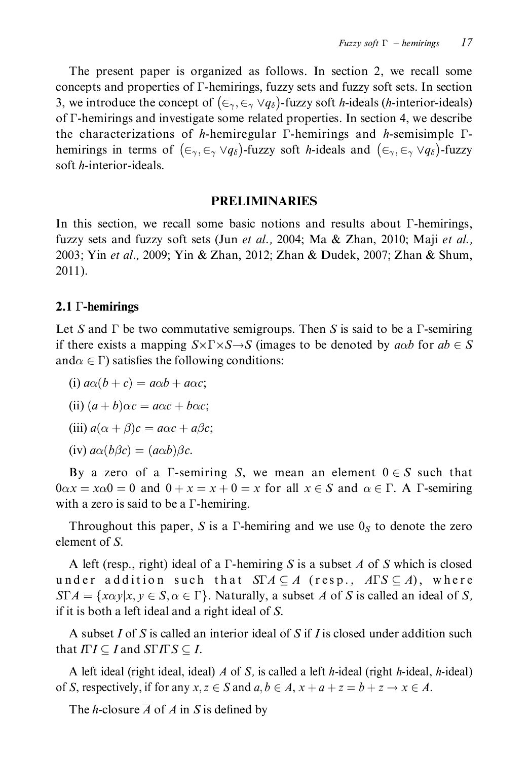The present paper is organized as follows. In section 2, we recall some concepts and properties of Γ-hemirings, fuzzy sets and fuzzy soft sets. In section 3, we introduce the concept of $(\in_\gamma, \in_\gamma \vee q_\delta)$-fuzzy soft *h*-ideals (*h*-interior-ideals) of Γ-hemirings and investigate some related properties. In section 4, we describe the characterizations of *h*-hemiregular Γ-hemirings and *h*-semisimple Γ-hemirings in terms of $(\in_\gamma, \in_\gamma \vee q_\delta)$-fuzzy soft *h*-ideals and $(\in_\gamma, \in_\gamma \vee q_\delta)$-fuzzy soft *h*-interior-ideals.

## PRELIMINARIES

In this section, we recall some basic notions and results about Γ-hemirings, fuzzy sets and fuzzy soft sets (Jun *et al.,* 2004; Ma & Zhan, 2010; Maji *et al.,* 2003; Yin *et al.,* 2009; Yin & Zhan, 2012; Zhan & Dudek, 2007; Zhan & Shum, 2011).

### 2.1 Γ-hemirings

Let $S$ and $\Gamma$ be two commutative semigroups. Then $S$ is said to be a Γ-semiring if there exists a mapping $S\times\Gamma\times S\rightarrow S$ (images to be denoted by $a\alpha b$ for $ab \in S$ and$\alpha \in \Gamma$) satisfies the following conditions:

(i) $a\alpha(b+c) = a\alpha b + a\alpha c$;

(ii) $(a+b)\alpha c = a\alpha c + b\alpha c$;

(iii) $a(\alpha+\beta)c = a\alpha c + a\beta c$;

(iv) $a\alpha(b\beta c) = (a\alpha b)\beta c$.

By a zero of a Γ-semiring $S$, we mean an element $0 \in S$ such that $0\alpha x = x\alpha 0 = 0$ and $0 + x = x + 0 = x$ for all $x \in S$ and $\alpha \in \Gamma$. A Γ-semiring with a zero is said to be a Γ-hemiring.

Throughout this paper, $S$ is a Γ-hemiring and we use $0_S$ to denote the zero element of $S$.

A left (resp., right) ideal of a Γ-hemiring $S$ is a subset $A$ of $S$ which is closed under addition such that $S\Gamma A \subseteq A$ (resp., $A\Gamma S \subseteq A$), where $S\Gamma A = \{x\alpha y | x, y \in S, \alpha \in \Gamma\}$. Naturally, a subset $A$ of $S$ is called an ideal of $S$, if it is both a left ideal and a right ideal of $S$.

A subset $I$ of $S$ is called an interior ideal of $S$ if $I$ is closed under addition such that $I\Gamma I \subseteq I$ and $S\Gamma I\Gamma S \subseteq I$.

A left ideal (right ideal, ideal) $A$ of $S$, is called a left *h*-ideal (right *h*-ideal, *h*-ideal) of $S$, respectively, if for any $x, z \in S$ and $a, b \in A$, $x + a + z = b + z \rightarrow x \in A$.

The *h*-closure $\overline{A}$ of $A$ in $S$ is defined by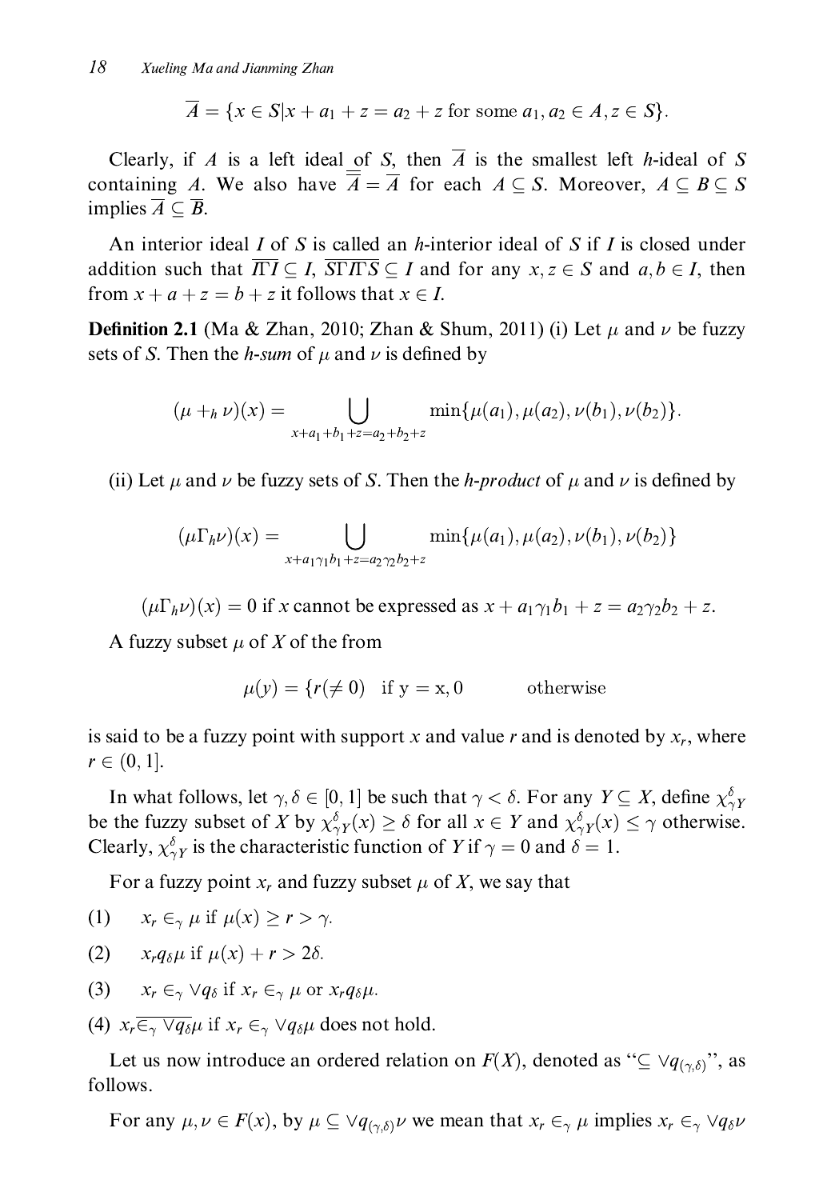$$\overline{A} = \{x \in S | x + a_1 + z = a_2 + z \text{ for some } a_1, a_2 \in A, z \in S\}.$$

Clearly, if $A$ is a left ideal of $S$, then $\overline{A}$ is the smallest left $h$-ideal of $S$ containing $A$. We also have $\overline{\overline{A}} = \overline{A}$ for each $A \subseteq S$. Moreover, $A \subseteq B \subseteq S$ implies $\overline{A} \subseteq \overline{B}$.

An interior ideal $I$ of $S$ is called an $h$-interior ideal of $S$ if $I$ is closed under addition such that $\overline{I\Gamma I} \subseteq I$, $\overline{S\Gamma I\Gamma S} \subseteq I$ and for any $x, z \in S$ and $a, b \in I$, then from $x + a + z = b + z$ it follows that $x \in I$.

**Definition 2.1** (Ma & Zhan, 2010; Zhan & Shum, 2011) (i) Let $\mu$ and $\nu$ be fuzzy sets of $S$. Then the *h-sum* of $\mu$ and $\nu$ is defined by

$$(\mu +_h \nu)(x) = \bigcup_{x+a_1+b_1+z=a_2+b_2+z} \min\{\mu(a_1), \mu(a_2), \nu(b_1), \nu(b_2)\}.$$

(ii) Let $\mu$ and $\nu$ be fuzzy sets of $S$. Then the *h-product* of $\mu$ and $\nu$ is defined by

$$(\mu\Gamma_h\nu)(x) = \bigcup_{x+a_1\gamma_1 b_1+z=a_2\gamma_2 b_2+z} \min\{\mu(a_1), \mu(a_2), \nu(b_1), \nu(b_2)\}$$

$(\mu\Gamma_h\nu)(x) = 0$ if $x$ cannot be expressed as $x + a_1\gamma_1 b_1 + z = a_2\gamma_2 b_2 + z$.

A fuzzy subset $\mu$ of $X$ of the from

$$\mu(y) = \{r(\neq 0) \quad \text{if y = x}, 0 \qquad \text{otherwise}$$

is said to be a fuzzy point with support $x$ and value $r$ and is denoted by $x_r$, where $r \in (0, 1]$.

In what follows, let $\gamma, \delta \in [0, 1]$ be such that $\gamma < \delta$. For any $Y \subseteq X$, define $\chi^{\delta}_{\gamma Y}$ be the fuzzy subset of $X$ by $\chi^{\delta}_{\gamma Y}(x) \geq \delta$ for all $x \in Y$ and $\chi^{\delta}_{\gamma Y}(x) \leq \gamma$ otherwise. Clearly, $\chi^{\delta}_{\gamma Y}$ is the characteristic function of $Y$ if $\gamma = 0$ and $\delta = 1$.

For a fuzzy point $x_r$ and fuzzy subset $\mu$ of $X$, we say that

(1) $x_r \in_\gamma \mu$ if $\mu(x) \geq r > \gamma$.

(2) $x_r q_\delta \mu$ if $\mu(x) + r > 2\delta$.

(3) $x_r \in_\gamma \vee q_\delta$ if $x_r \in_\gamma \mu$ or $x_r q_\delta \mu$.

(4) $x_r \overline{\in_\gamma \vee q_\delta} \mu$ if $x_r \in_\gamma \vee q_\delta \mu$ does not hold.

Let us now introduce an ordered relation on $F(X)$, denoted as "$\subseteq \vee q_{(\gamma,\delta)}$", as follows.

For any $\mu, \nu \in F(x)$, by $\mu \subseteq \vee q_{(\gamma,\delta)} \nu$ we mean that $x_r \in_\gamma \mu$ implies $x_r \in_\gamma \vee q_\delta \nu$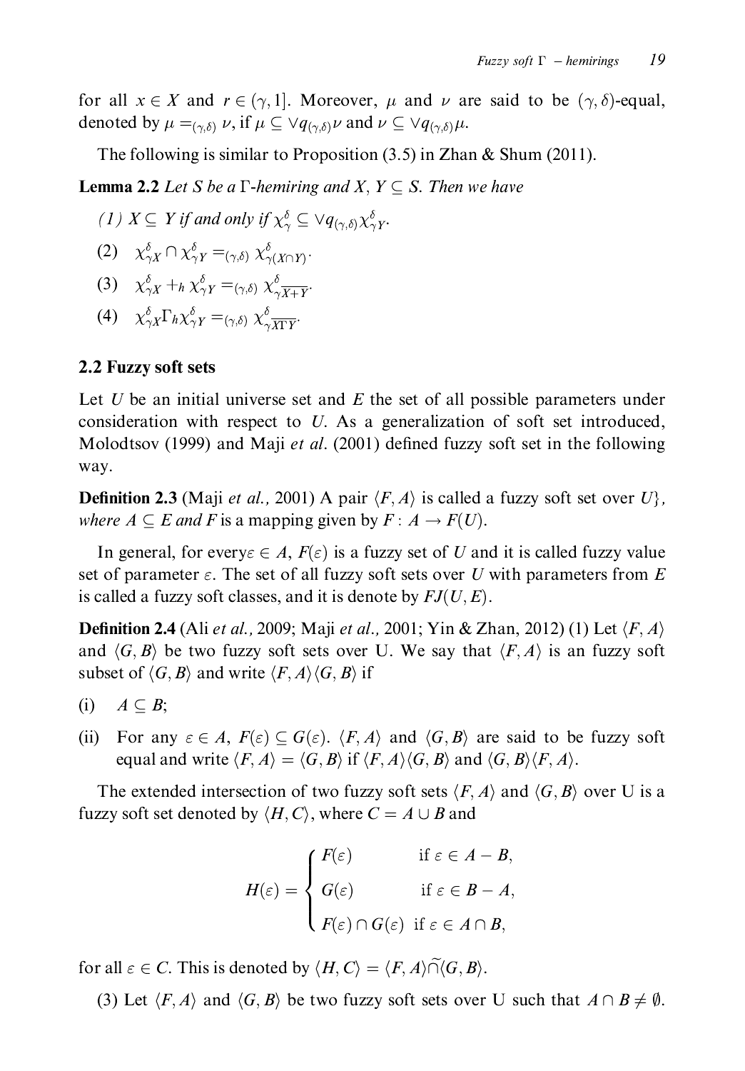for all $x \in X$ and $r \in (\gamma, 1]$. Moreover, $\mu$ and $\nu$ are said to be $(\gamma, \delta)$-equal, denoted by $\mu =_{(\gamma,\delta)} \nu$, if $\mu \subseteq \vee q_{(\gamma,\delta)} \nu$ and $\nu \subseteq \vee q_{(\gamma,\delta)} \mu$.

The following is similar to Proposition (3.5) in Zhan & Shum (2011).

**Lemma 2.2** *Let S be a* $\Gamma$*-hemiring and* $X, Y \subseteq S$. *Then we have*

*(1)* $X \subseteq Y$ *if and only if* $\chi^{\delta}_{\gamma} \subseteq \vee q_{(\gamma,\delta)} \chi^{\delta}_{\gamma Y}$.

(2) $\chi^{\delta}_{\gamma X} \cap \chi^{\delta}_{\gamma Y} =_{(\gamma,\delta)} \chi^{\delta}_{\gamma (X \cap Y)}$.

(3) $\chi^{\delta}_{\gamma X} +_h \chi^{\delta}_{\gamma Y} =_{(\gamma,\delta)} \chi^{\delta}_{\gamma \overline{X+Y}}$.

(4) $\chi^{\delta}_{\gamma X} \Gamma_h \chi^{\delta}_{\gamma Y} =_{(\gamma,\delta)} \chi^{\delta}_{\gamma \overline{X \Gamma Y}}$.

## 2.2 Fuzzy soft sets

Let $U$ be an initial universe set and $E$ the set of all possible parameters under consideration with respect to $U$. As a generalization of soft set introduced, Molodtsov (1999) and Maji *et al*. (2001) defined fuzzy soft set in the following way.

**Definition 2.3** (Maji *et al.,* 2001) A pair $\langle F, A \rangle$ is called a fuzzy soft set over $U\}$, *where* $A \subseteq E$ *and* $F$ is a mapping given by $F: A \to F(U)$.

In general, for every$\varepsilon \in A$, $F(\varepsilon)$ is a fuzzy set of $U$ and it is called fuzzy value set of parameter $\varepsilon$. The set of all fuzzy soft sets over $U$ with parameters from $E$ is called a fuzzy soft classes, and it is denote by $FJ(U, E)$.

**Definition 2.4** (Ali *et al.,* 2009; Maji *et al.,* 2001; Yin & Zhan, 2012) (1) Let $\langle F, A \rangle$ and $\langle G, B \rangle$ be two fuzzy soft sets over U. We say that $\langle F, A \rangle$ is an fuzzy soft subset of $\langle G, B \rangle$ and write $\langle F, A \rangle \langle G, B \rangle$ if

(i) $A \subseteq B$;

(ii) For any $\varepsilon \in A$, $F(\varepsilon) \subseteq G(\varepsilon)$. $\langle F, A \rangle$ and $\langle G, B \rangle$ are said to be fuzzy soft equal and write $\langle F, A \rangle = \langle G, B \rangle$ if $\langle F, A \rangle \langle G, B \rangle$ and $\langle G, B \rangle \langle F, A \rangle$.

The extended intersection of two fuzzy soft sets $\langle F, A \rangle$ and $\langle G, B \rangle$ over U is a fuzzy soft set denoted by $\langle H, C \rangle$, where $C = A \cup B$ and

$$H(\varepsilon) = \begin{cases} F(\varepsilon) & \text{if } \varepsilon \in A - B, \\ G(\varepsilon) & \text{if } \varepsilon \in B - A, \\ F(\varepsilon) \cap G(\varepsilon) & \text{if } \varepsilon \in A \cap B, \end{cases}$$

for all $\varepsilon \in C$. This is denoted by $\langle H, C \rangle = \langle F, A \rangle \widetilde{\cap} \langle G, B \rangle$.

(3) Let $\langle F, A \rangle$ and $\langle G, B \rangle$ be two fuzzy soft sets over U such that $A \cap B \neq \emptyset$.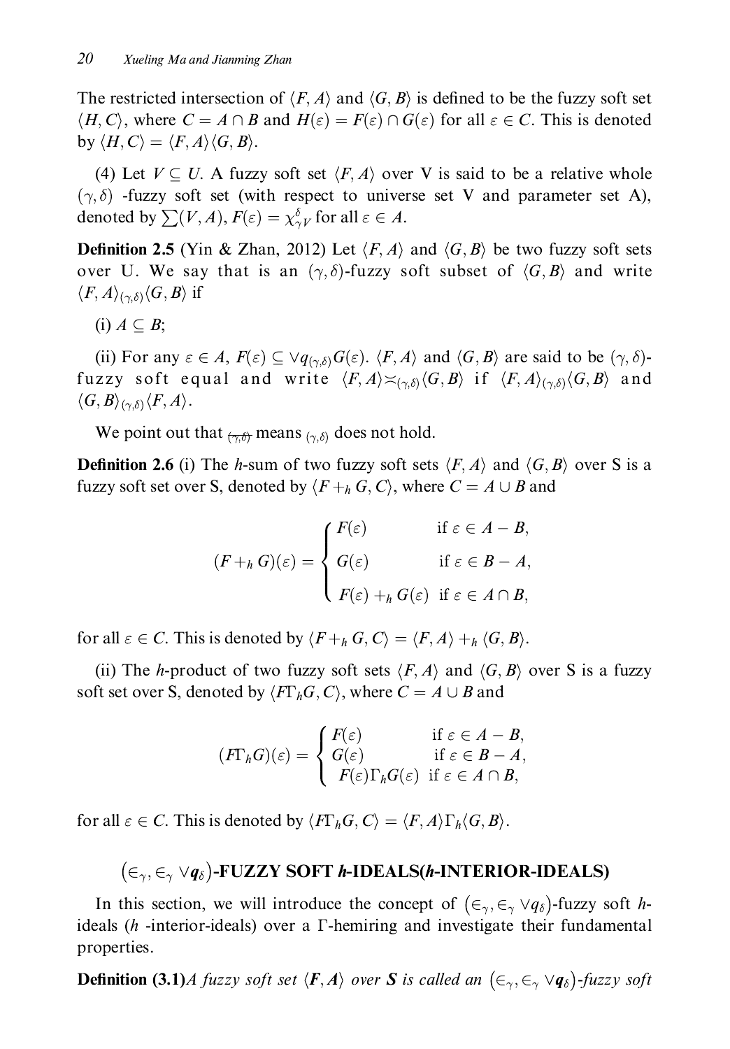The restricted intersection of $\langle F, A \rangle$ and $\langle G, B \rangle$ is defined to be the fuzzy soft set $\langle H, C \rangle$, where $C = A \cap B$ and $H(\varepsilon) = F(\varepsilon) \cap G(\varepsilon)$ for all $\varepsilon \in C$. This is denoted by $\langle H, C \rangle = \langle F, A \rangle \langle G, B \rangle$.

(4) Let $V \subseteq U$. A fuzzy soft set $\langle F, A \rangle$ over V is said to be a relative whole $(\gamma, \delta)$ -fuzzy soft set (with respect to universe set V and parameter set A), denoted by $\sum(V, A)$, $F(\varepsilon) = \chi^{\delta}_{\gamma V}$ for all $\varepsilon \in A$.

**Definition 2.5** (Yin & Zhan, 2012) Let $\langle F, A \rangle$ and $\langle G, B \rangle$ be two fuzzy soft sets over U. We say that is an $(\gamma, \delta)$-fuzzy soft subset of $\langle G, B \rangle$ and write $\langle F, A \rangle_{(\gamma,\delta)} \langle G, B \rangle$ if

(i) $A \subseteq B$;

(ii) For any $\varepsilon \in A$, $F(\varepsilon) \subseteq \vee q_{(\gamma,\delta)} G(\varepsilon)$. $\langle F, A \rangle$ and $\langle G, B \rangle$ are said to be $(\gamma, \delta)$-fuzzy soft equal and write $\langle F, A \rangle \asymp_{(\gamma,\delta)} \langle G, B \rangle$ if $\langle F, A \rangle_{(\gamma,\delta)} \langle G, B \rangle$ and $\langle G, B \rangle_{(\gamma,\delta)} \langle F, A \rangle$.

We point out that $\overline{_{(\gamma,\delta)}}$ means $_{(\gamma,\delta)}$ does not hold.

**Definition 2.6** (i) The *h*-sum of two fuzzy soft sets $\langle F, A \rangle$ and $\langle G, B \rangle$ over S is a fuzzy soft set over S, denoted by $\langle F +_h G, C \rangle$, where $C = A \cup B$ and

$$(F +_h G)(\varepsilon) = \begin{cases} F(\varepsilon) & \text{if } \varepsilon \in A - B, \\ G(\varepsilon) & \text{if } \varepsilon \in B - A, \\ F(\varepsilon) +_h G(\varepsilon) & \text{if } \varepsilon \in A \cap B, \end{cases}$$

for all $\varepsilon \in C$. This is denoted by $\langle F +_h G, C \rangle = \langle F, A \rangle +_h \langle G, B \rangle$.

(ii) The *h*-product of two fuzzy soft sets $\langle F, A \rangle$ and $\langle G, B \rangle$ over S is a fuzzy soft set over S, denoted by $\langle F\Gamma_h G, C \rangle$, where $C = A \cup B$ and

$$(F\Gamma_h G)(\varepsilon) = \begin{cases} F(\varepsilon) & \text{if } \varepsilon \in A - B, \\ G(\varepsilon) & \text{if } \varepsilon \in B - A, \\ F(\varepsilon)\Gamma_h G(\varepsilon) & \text{if } \varepsilon \in A \cap B, \end{cases}$$

for all $\varepsilon \in C$. This is denoted by $\langle F\Gamma_h G, C \rangle = \langle F, A \rangle \Gamma_h \langle G, B \rangle$.

## $(\in_\gamma, \in_\gamma \vee q_\delta)$-FUZZY SOFT *h*-IDEALS(*h*-INTERIOR-IDEALS)

In this section, we will introduce the concept of $(\in_\gamma, \in_\gamma \vee q_\delta)$-fuzzy soft *h*-ideals (*h* -interior-ideals) over a $\Gamma$-hemiring and investigate their fundamental properties.

**Definition (3.1)** *A fuzzy soft set* $\langle F, A \rangle$ *over* $S$ *is called an* $(\in_\gamma, \in_\gamma \vee q_\delta)$*-fuzzy soft*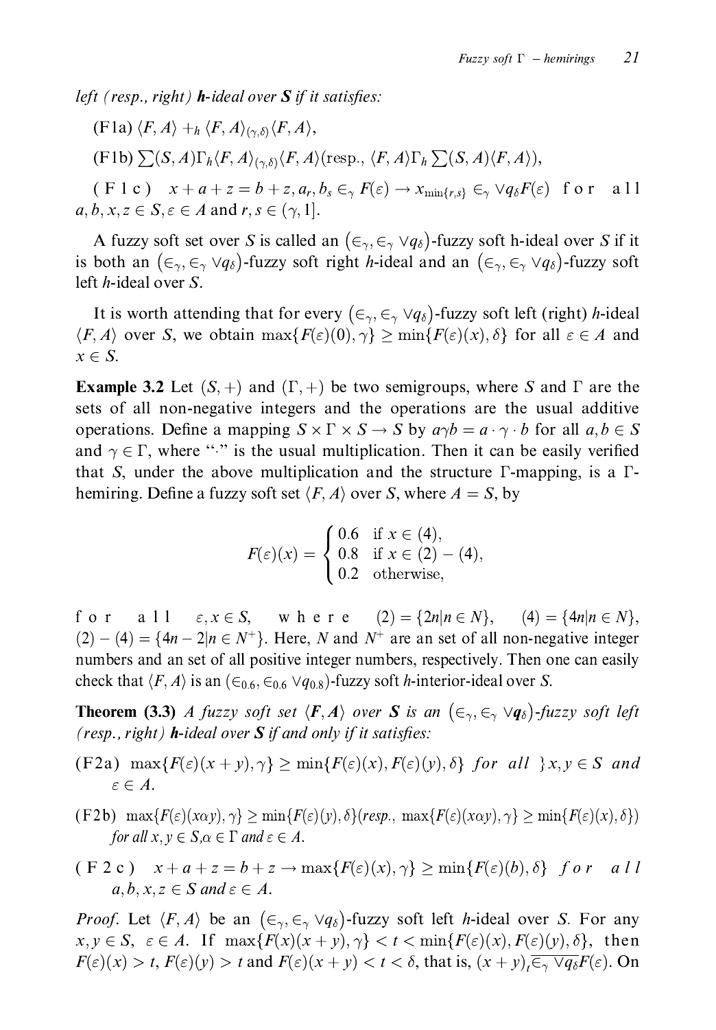*left (resp., right)* ***h*****-ideal over *S*** *if it satisfies:*

(F1a) $\langle F, A\rangle +_h \langle F, A\rangle_{(\gamma,\delta)}\langle F, A\rangle$,

(F1b) $\sum(S, A)\Gamma_h\langle F, A\rangle_{(\gamma,\delta)}\langle F, A\rangle(\text{resp., } \langle F, A\rangle\Gamma_h \sum(S, A)\langle F, A\rangle)$,

(F1c) $x + a + z = b + z, a_r, b_s \in_\gamma F(\varepsilon) \rightarrow x_{\min\{r,s\}} \in_\gamma \vee q_\delta F(\varepsilon)$ for all $a, b, x, z \in S, \varepsilon \in A$ and $r, s \in (\gamma, 1]$.

A fuzzy soft set over $S$ is called an $(\in_\gamma, \in_\gamma \vee q_\delta)$-fuzzy soft h-ideal over $S$ if it is both an $(\in_\gamma, \in_\gamma \vee q_\delta)$-fuzzy soft right $h$-ideal and an $(\in_\gamma, \in_\gamma \vee q_\delta)$-fuzzy soft left $h$-ideal over $S$.

It is worth attending that for every $(\in_\gamma, \in_\gamma \vee q_\delta)$-fuzzy soft left (right) $h$-ideal $\langle F, A\rangle$ over $S$, we obtain $\max\{F(\varepsilon)(0), \gamma\} \geq \min\{F(\varepsilon)(x), \delta\}$ for all $\varepsilon \in A$ and $x \in S$.

**Example 3.2** Let $(S, +)$ and $(\Gamma, +)$ be two semigroups, where $S$ and $\Gamma$ are the sets of all non-negative integers and the operations are the usual additive operations. Define a mapping $S \times \Gamma \times S \rightarrow S$ by $a\gamma b = a \cdot \gamma \cdot b$ for all $a, b \in S$ and $\gamma \in \Gamma$, where "$\cdot$" is the usual multiplication. Then it can be easily verified that $S$, under the above multiplication and the structure $\Gamma$-mapping, is a $\Gamma$-hemiring. Define a fuzzy soft set $\langle F, A\rangle$ over $S$, where $A = S$, by

$$F(\varepsilon)(x) = \begin{cases} 0.6 & \text{if } x \in (4), \\ 0.8 & \text{if } x \in (2) - (4), \\ 0.2 & \text{otherwise,} \end{cases}$$

for all $\varepsilon, x \in S$, where $(2) = \{2n | n \in N\}$, $(4) = \{4n | n \in N\}$, $(2) - (4) = \{4n - 2 | n \in N^+\}$. Here, $N$ and $N^+$ are an set of all non-negative integer numbers and an set of all positive integer numbers, respectively. Then one can easily check that $\langle F, A\rangle$ is an $(\in_{0.6}, \in_{0.6} \vee q_{0.8})$-fuzzy soft $h$-interior-ideal over $S$.

**Theorem (3.3)** *A fuzzy soft set* $\langle \boldsymbol{F}, \boldsymbol{A}\rangle$ *over* ***S*** *is an* $(\in_\gamma, \in_\gamma \vee \boldsymbol{q}_\delta)$*-fuzzy soft left (resp., right)* ***h*****-ideal over *S*** *if and only if it satisfies:*

(F2a) $\max\{F(\varepsilon)(x + y), \gamma\} \geq \min\{F(\varepsilon)(x), F(\varepsilon)(y), \delta\}$ *for all* $\}x, y \in S$ *and* $\varepsilon \in A$.

(F2b) $\max\{F(\varepsilon)(x\alpha y), \gamma\} \geq \min\{F(\varepsilon)(y), \delta\}$*(resp.,* $\max\{F(\varepsilon)(x\alpha y), \gamma\} \geq \min\{F(\varepsilon)(x), \delta\}$*) for all* $x, y \in S, \alpha \in \Gamma$ *and* $\varepsilon \in A$.

(F2c) $x + a + z = b + z \rightarrow \max\{F(\varepsilon)(x), \gamma\} \geq \min\{F(\varepsilon)(b), \delta\}$ *for all* $a, b, x, z \in S$ *and* $\varepsilon \in A$.

*Proof.* Let $\langle F, A\rangle$ be an $(\in_\gamma, \in_\gamma \vee q_\delta)$-fuzzy soft left $h$-ideal over $S$. For any $x, y \in S$, $\varepsilon \in A$. If $\max\{F(x)(x + y), \gamma\} < t < \min\{F(\varepsilon)(x), F(\varepsilon)(y), \delta\}$, then $F(\varepsilon)(x) > t$, $F(\varepsilon)(y) > t$ and $F(\varepsilon)(x + y) < t < \delta$, that is, $(x + y)_t \overline{\in_\gamma \vee q_\delta} F(\varepsilon)$. On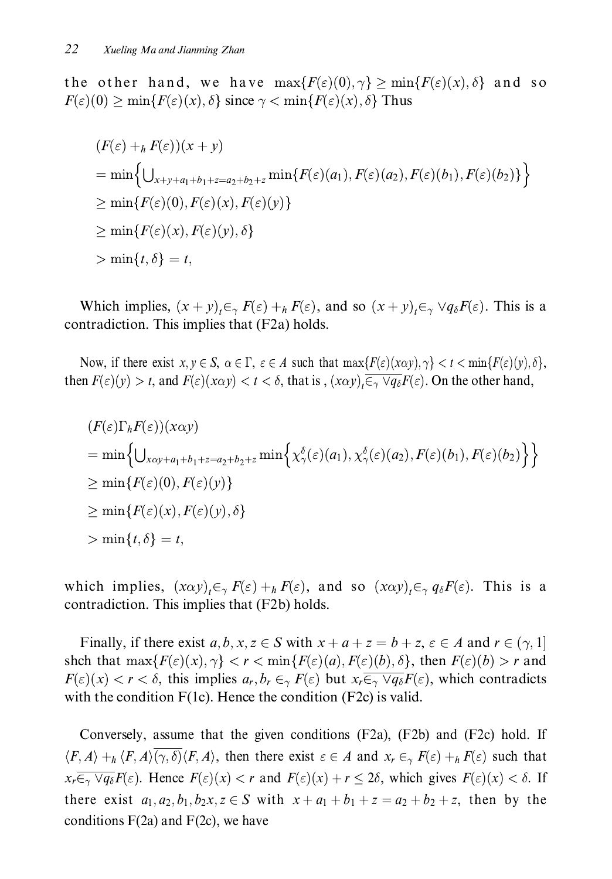the other hand, we have $\max\{F(\varepsilon)(0), \gamma\} \geq \min\{F(\varepsilon)(x), \delta\}$ and so $F(\varepsilon)(0) \geq \min\{F(\varepsilon)(x), \delta\}$ since $\gamma < \min\{F(\varepsilon)(x), \delta\}$ Thus

$$
\begin{aligned}
&(F(\varepsilon) +_h F(\varepsilon))(x+y) \\
&= \min\Big\{\bigcup\nolimits_{x+y+a_1+b_1+z=a_2+b_2+z} \min\{F(\varepsilon)(a_1), F(\varepsilon)(a_2), F(\varepsilon)(b_1), F(\varepsilon)(b_2)\}\Big\} \\
&\geq \min\{F(\varepsilon)(0), F(\varepsilon)(x), F(\varepsilon)(y)\} \\
&\geq \min\{F(\varepsilon)(x), F(\varepsilon)(y), \delta\} \\
&> \min\{t, \delta\} = t,
\end{aligned}
$$

Which implies, $(x+y)_t \in_\gamma F(\varepsilon) +_h F(\varepsilon)$, and so $(x+y)_t \in_\gamma \vee q_\delta F(\varepsilon)$. This is a contradiction. This implies that (F2a) holds.

Now, if there exist $x, y \in S$, $\alpha \in \Gamma$, $\varepsilon \in A$ such that $\max\{F(\varepsilon)(x\alpha y), \gamma\} < t < \min\{F(\varepsilon)(y), \delta\}$, then $F(\varepsilon)(y) > t$, and $F(\varepsilon)(x\alpha y) < t < \delta$, that is , $(x\alpha y)_t \overline{\in_\gamma \vee q_\delta} F(\varepsilon)$. On the other hand,

$$
\begin{aligned}
&(F(\varepsilon)\Gamma_h F(\varepsilon))(x\alpha y) \\
&= \min\Big\{\bigcup\nolimits_{x\alpha y+a_1+b_1+z=a_2+b_2+z} \min\Big\{\chi_\gamma^\delta(\varepsilon)(a_1), \chi_\gamma^\delta(\varepsilon)(a_2), F(\varepsilon)(b_1), F(\varepsilon)(b_2)\Big\}\Big\} \\
&\geq \min\{F(\varepsilon)(0), F(\varepsilon)(y)\} \\
&\geq \min\{F(\varepsilon)(x), F(\varepsilon)(y), \delta\} \\
&> \min\{t, \delta\} = t,
\end{aligned}
$$

which implies, $(x\alpha y)_t \in_\gamma F(\varepsilon) +_h F(\varepsilon)$, and so $(x\alpha y)_t \in_\gamma q_\delta F(\varepsilon)$. This is a contradiction. This implies that (F2b) holds.

Finally, if there exist $a, b, x, z \in S$ with $x + a + z = b + z$, $\varepsilon \in A$ and $r \in (\gamma, 1]$ shch that $\max\{F(\varepsilon)(x), \gamma\} < r < \min\{F(\varepsilon)(a), F(\varepsilon)(b), \delta\}$, then $F(\varepsilon)(b) > r$ and $F(\varepsilon)(x) < r < \delta$, this implies $a_r, b_r \in_\gamma F(\varepsilon)$ but $x_r \overline{\in_\gamma \vee q_\delta} F(\varepsilon)$, which contradicts with the condition F(1c). Hence the condition (F2c) is valid.

Conversely, assume that the given conditions (F2a), (F2b) and (F2c) hold. If $\langle F, A\rangle +_h \langle F, A\rangle \overline{(\gamma, \delta)} \langle F, A\rangle$, then there exist $\varepsilon \in A$ and $x_r \in_\gamma F(\varepsilon) +_h F(\varepsilon)$ such that $x_r \overline{\in_\gamma \vee q_\delta} F(\varepsilon)$. Hence $F(\varepsilon)(x) < r$ and $F(\varepsilon)(x) + r \leq 2\delta$, which gives $F(\varepsilon)(x) < \delta$. If there exist $a_1, a_2, b_1, b_2 x, z \in S$ with $x + a_1 + b_1 + z = a_2 + b_2 + z$, then by the conditions F(2a) and F(2c), we have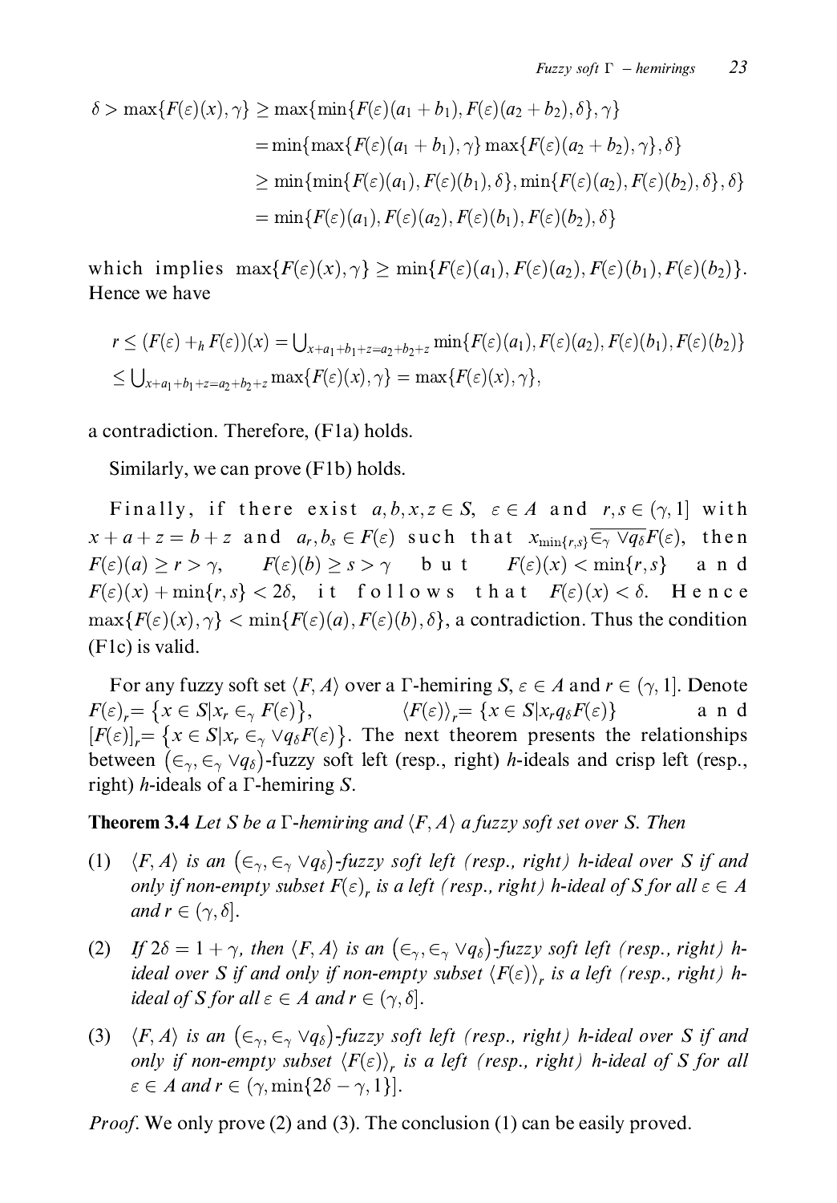$$
\begin{aligned}
\delta > \max\{F(\varepsilon)(x), \gamma\} &\geq \max\{\min\{F(\varepsilon)(a_1 + b_1), F(\varepsilon)(a_2 + b_2), \delta\}, \gamma\} \\
&= \min\{\max\{F(\varepsilon)(a_1 + b_1), \gamma\} \max\{F(\varepsilon)(a_2 + b_2), \gamma\}, \delta\} \\
&\geq \min\{\min\{F(\varepsilon)(a_1), F(\varepsilon)(b_1), \delta\}, \min\{F(\varepsilon)(a_2), F(\varepsilon)(b_2), \delta\}, \delta\} \\
&= \min\{F(\varepsilon)(a_1), F(\varepsilon)(a_2), F(\varepsilon)(b_1), F(\varepsilon)(b_2), \delta\}
\end{aligned}
$$

which implies $\max\{F(\varepsilon)(x), \gamma\} \geq \min\{F(\varepsilon)(a_1), F(\varepsilon)(a_2), F(\varepsilon)(b_1), F(\varepsilon)(b_2)\}$. Hence we have

$$
\begin{aligned}
r &\leq (F(\varepsilon) +_h F(\varepsilon))(x) = \textstyle\bigcup_{x+a_1+b_1+z=a_2+b_2+z} \min\{F(\varepsilon)(a_1), F(\varepsilon)(a_2), F(\varepsilon)(b_1), F(\varepsilon)(b_2)\} \\
&\leq \textstyle\bigcup_{x+a_1+b_1+z=a_2+b_2+z} \max\{F(\varepsilon)(x), \gamma\} = \max\{F(\varepsilon)(x), \gamma\},
\end{aligned}
$$

a contradiction. Therefore, (F1a) holds.

Similarly, we can prove (F1b) holds.

Finally, if there exist $a, b, x, z \in S$, $\varepsilon \in A$ and $r, s \in (\gamma, 1]$ with $x + a + z = b + z$ and $a_r, b_s \in F(\varepsilon)$ such that $x_{\min\{r,s\}} \overline{\in_\gamma \vee q_\delta} F(\varepsilon)$, then $F(\varepsilon)(a) \geq r > \gamma$, $F(\varepsilon)(b) \geq s > \gamma$ but $F(\varepsilon)(x) < \min\{r, s\}$ and $F(\varepsilon)(x) + \min\{r, s\} < 2\delta$, it follows that $F(\varepsilon)(x) < \delta$. Hence $\max\{F(\varepsilon)(x), \gamma\} < \min\{F(\varepsilon)(a), F(\varepsilon)(b), \delta\}$, a contradiction. Thus the condition (F1c) is valid.

For any fuzzy soft set $\langle F, A \rangle$ over a $\Gamma$-hemiring $S$, $\varepsilon \in A$ and $r \in (\gamma, 1]$. Denote $F(\varepsilon)_r = \{x \in S | x_r \in_\gamma F(\varepsilon)\}$, $\langle F(\varepsilon) \rangle_r = \{x \in S | x_r q_\delta F(\varepsilon)\}$ and $[F(\varepsilon)]_r = \{x \in S | x_r \in_\gamma \vee q_\delta F(\varepsilon)\}$. The next theorem presents the relationships between $(\in_\gamma, \in_\gamma \vee q_\delta)$-fuzzy soft left (resp., right) $h$-ideals and crisp left (resp., right) $h$-ideals of a $\Gamma$-hemiring $S$.

**Theorem 3.4** *Let $S$ be a $\Gamma$-hemiring and $\langle F, A \rangle$ a fuzzy soft set over $S$. Then*

(1) *$\langle F, A \rangle$ is an $(\in_\gamma, \in_\gamma \vee q_\delta)$-fuzzy soft left (resp., right) h-ideal over $S$ if and only if non-empty subset $F(\varepsilon)_r$ is a left (resp., right) h-ideal of $S$ for all $\varepsilon \in A$ and $r \in (\gamma, \delta]$.*

(2) *If $2\delta = 1 + \gamma$, then $\langle F, A \rangle$ is an $(\in_\gamma, \in_\gamma \vee q_\delta)$-fuzzy soft left (resp., right) h-ideal over $S$ if and only if non-empty subset $\langle F(\varepsilon) \rangle_r$ is a left (resp., right) h-ideal of $S$ for all $\varepsilon \in A$ and $r \in (\gamma, \delta]$.*

(3) *$\langle F, A \rangle$ is an $(\in_\gamma, \in_\gamma \vee q_\delta)$-fuzzy soft left (resp., right) h-ideal over $S$ if and only if non-empty subset $\langle F(\varepsilon) \rangle_r$ is a left (resp., right) h-ideal of $S$ for all $\varepsilon \in A$ and $r \in (\gamma, \min\{2\delta - \gamma, 1\}]$.*

*Proof.* We only prove (2) and (3). The conclusion (1) can be easily proved.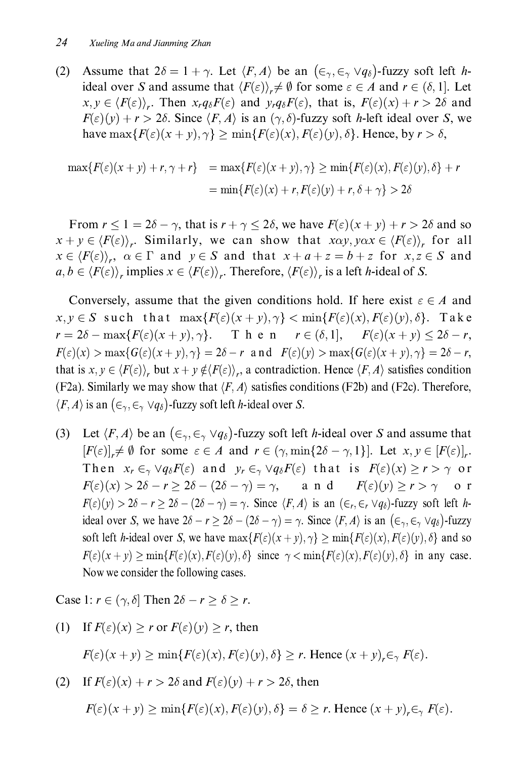(2) Assume that $2\delta = 1 + \gamma$. Let $\langle F, A\rangle$ be an $(\in_\gamma, \in_\gamma \vee q_\delta)$-fuzzy soft left $h$-ideal over $S$ and assume that $\langle F(\varepsilon)\rangle_r \neq \emptyset$ for some $\varepsilon \in A$ and $r \in (\delta, 1]$. Let $x, y \in \langle F(\varepsilon)\rangle_r$. Then $x_r q_\delta F(\varepsilon)$ and $y_r q_\delta F(\varepsilon)$, that is, $F(\varepsilon)(x) + r > 2\delta$ and $F(\varepsilon)(y) + r > 2\delta$. Since $\langle F, A\rangle$ is an $(\gamma, \delta)$-fuzzy soft $h$-left ideal over $S$, we have $\max\{F(\varepsilon)(x+y), \gamma\} \geq \min\{F(\varepsilon)(x), F(\varepsilon)(y), \delta\}$. Hence, by $r > \delta$,

$$\begin{aligned}\max\{F(\varepsilon)(x+y) + r, \gamma + r\} &= \max\{F(\varepsilon)(x+y), \gamma\} \geq \min\{F(\varepsilon)(x), F(\varepsilon)(y), \delta\} + r \\ &= \min\{F(\varepsilon)(x) + r, F(\varepsilon)(y) + r, \delta + \gamma\} > 2\delta\end{aligned}$$

From $r \leq 1 = 2\delta - \gamma$, that is $r + \gamma \leq 2\delta$, we have $F(\varepsilon)(x+y) + r > 2\delta$ and so $x + y \in \langle F(\varepsilon)\rangle_r$. Similarly, we can show that $x\alpha y, y\alpha x \in \langle F(\varepsilon)\rangle_r$ for all $x \in \langle F(\varepsilon)\rangle_r$, $\alpha \in \Gamma$ and $y \in S$ and that $x + a + z = b + z$ for $x, z \in S$ and $a, b \in \langle F(\varepsilon)\rangle_r$ implies $x \in \langle F(\varepsilon)\rangle_r$. Therefore, $\langle F(\varepsilon)\rangle_r$ is a left $h$-ideal of $S$.

Conversely, assume that the given conditions hold. If here exist $\varepsilon \in A$ and $x, y \in S$ such that $\max\{F(\varepsilon)(x+y), \gamma\} < \min\{F(\varepsilon)(x), F(\varepsilon)(y), \delta\}$. Take $r = 2\delta - \max\{F(\varepsilon)(x+y), \gamma\}$. Then $r \in (\delta, 1]$, $F(\varepsilon)(x+y) \leq 2\delta - r$, $F(\varepsilon)(x) > \max\{G(\varepsilon)(x+y), \gamma\} = 2\delta - r$ and $F(\varepsilon)(y) > \max\{G(\varepsilon)(x+y), \gamma\} = 2\delta - r$, that is $x, y \in \langle F(\varepsilon)\rangle_r$ but $x + y \notin \langle F(\varepsilon)\rangle_r$, a contradiction. Hence $\langle F, A\rangle$ satisfies condition (F2a). Similarly we may show that $\langle F, A\rangle$ satisfies conditions (F2b) and (F2c). Therefore, $\langle F, A\rangle$ is an $(\in_\gamma, \in_\gamma \vee q_\delta)$-fuzzy soft left $h$-ideal over $S$.

(3) Let $\langle F, A\rangle$ be an $(\in_\gamma, \in_\gamma \vee q_\delta)$-fuzzy soft left $h$-ideal over $S$ and assume that $[F(\varepsilon)]_r \neq \emptyset$ for some $\varepsilon \in A$ and $r \in (\gamma, \min\{2\delta - \gamma, 1\}]$. Let $x, y \in [F(\varepsilon)]_r$. Then $x_r \in_\gamma \vee q_\delta F(\varepsilon)$ and $y_r \in_\gamma \vee q_\delta F(\varepsilon)$ that is $F(\varepsilon)(x) \geq r > \gamma$ or $F(\varepsilon)(x) > 2\delta - r \geq 2\delta - (2\delta - \gamma) = \gamma$, and $F(\varepsilon)(y) \geq r > \gamma$ or $F(\varepsilon)(y) > 2\delta - r \geq 2\delta - (2\delta - \gamma) = \gamma$. Since $\langle F, A\rangle$ is an $(\in_r, \in_r \vee q_\delta)$-fuzzy soft left $h$-ideal over $S$, we have $2\delta - r \geq 2\delta - (2\delta - \gamma) = \gamma$. Since $\langle F, A\rangle$ is an $(\in_\gamma, \in_\gamma \vee q_\delta)$-fuzzy soft left $h$-ideal over $S$, we have $\max\{F(\varepsilon)(x+y), \gamma\} \geq \min\{F(\varepsilon)(x), F(\varepsilon)(y), \delta\}$ and so $F(\varepsilon)(x+y) \geq \min\{F(\varepsilon)(x), F(\varepsilon)(y), \delta\}$ since $\gamma < \min\{F(\varepsilon)(x), F(\varepsilon)(y), \delta\}$ in any case. Now we consider the following cases.

Case 1: $r \in (\gamma, \delta]$ Then $2\delta - r \geq \delta \geq r$.

(1) If $F(\varepsilon)(x) \geq r$ or $F(\varepsilon)(y) \geq r$, then

$F(\varepsilon)(x+y) \geq \min\{F(\varepsilon)(x), F(\varepsilon)(y), \delta\} \geq r$. Hence $(x+y)_r \in_\gamma F(\varepsilon)$.

(2) If $F(\varepsilon)(x) + r > 2\delta$ and $F(\varepsilon)(y) + r > 2\delta$, then

$F(\varepsilon)(x+y) \geq \min\{F(\varepsilon)(x), F(\varepsilon)(y), \delta\} = \delta \geq r$. Hence $(x+y)_r \in_\gamma F(\varepsilon)$.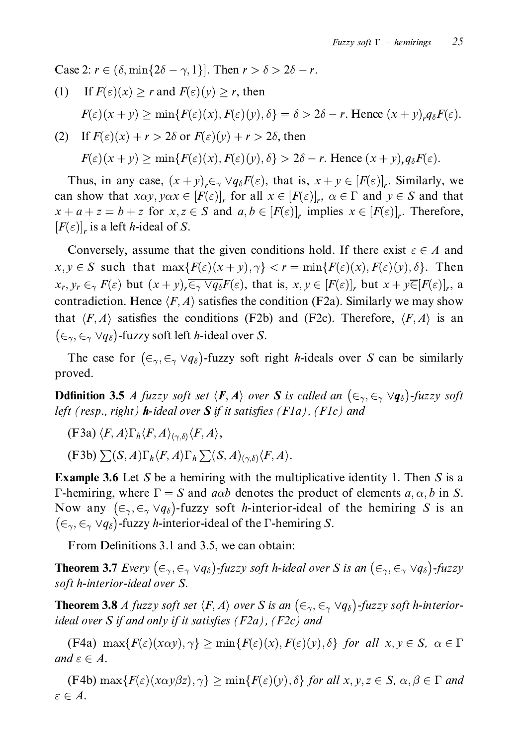Case 2: $r \in (\delta, \min\{2\delta - \gamma, 1\}]$. Then $r > \delta > 2\delta - r$.

(1) If $F(\varepsilon)(x) \geq r$ and $F(\varepsilon)(y) \geq r$, then

$F(\varepsilon)(x+y) \geq \min\{F(\varepsilon)(x), F(\varepsilon)(y), \delta\} = \delta > 2\delta - r$. Hence $(x+y)_r q_\delta F(\varepsilon)$.

(2) If $F(\varepsilon)(x) + r > 2\delta$ or $F(\varepsilon)(y) + r > 2\delta$, then

$F(\varepsilon)(x+y) \geq \min\{F(\varepsilon)(x), F(\varepsilon)(y), \delta\} > 2\delta - r$. Hence $(x+y)_r q_\delta F(\varepsilon)$.

Thus, in any case, $(x+y)_r \in_\gamma \vee q_\delta F(\varepsilon)$, that is, $x + y \in [F(\varepsilon)]_r$. Similarly, we can show that $x\alpha y, y\alpha x \in [F(\varepsilon)]_r$ for all $x \in [F(\varepsilon)]_r$, $\alpha \in \Gamma$ and $y \in S$ and that $x + a + z = b + z$ for $x, z \in S$ and $a, b \in [F(\varepsilon)]_r$ implies $x \in [F(\varepsilon)]_r$. Therefore, $[F(\varepsilon)]_r$ is a left $h$-ideal of $S$.

Conversely, assume that the given conditions hold. If there exist $\varepsilon \in A$ and $x, y \in S$ such that $\max\{F(\varepsilon)(x+y), \gamma\} < r = \min\{F(\varepsilon)(x), F(\varepsilon)(y), \delta\}$. Then $x_r, y_r \in_\gamma F(\varepsilon)$ but $(x+y)_r \overline{\in_\gamma \vee q_\delta} F(\varepsilon)$, that is, $x, y \in [F(\varepsilon)]_r$ but $x + y \overline{\in} [F(\varepsilon)]_r$, a contradiction. Hence $\langle F, A\rangle$ satisfies the condition (F2a). Similarly we may show that $\langle F, A\rangle$ satisfies the conditions (F2b) and (F2c). Therefore, $\langle F, A\rangle$ is an $(\in_\gamma, \in_\gamma \vee q_\delta)$-fuzzy soft left $h$-ideal over $S$.

The case for $(\in_\gamma, \in_\gamma \vee q_\delta)$-fuzzy soft right $h$-ideals over $S$ can be similarly proved.

**Ddfinition 3.5** *A fuzzy soft set $\langle \boldsymbol{F}, \boldsymbol{A}\rangle$ over $\boldsymbol{S}$ is called an $(\in_\gamma, \in_\gamma \vee \boldsymbol{q}_\delta)$-fuzzy soft left (resp., right) $\boldsymbol{h}$-ideal over $\boldsymbol{S}$ if it satisfies (F1a), (F1c) and*

(F3a) $\langle F, A\rangle \Gamma_h \langle F, A\rangle_{(\gamma,\delta)} \langle F, A\rangle$,

(F3b) $\sum(S, A)\Gamma_h \langle F, A\rangle \Gamma_h \sum(S, A)_{(\gamma,\delta)} \langle F, A\rangle$.

**Example 3.6** Let $S$ be a hemiring with the multiplicative identity 1. Then $S$ is a $\Gamma$-hemiring, where $\Gamma = S$ and $a\alpha b$ denotes the product of elements $a, \alpha, b$ in $S$. Now any $(\in_\gamma, \in_\gamma \vee q_\delta)$-fuzzy soft $h$-interior-ideal of the hemiring $S$ is an $(\in_\gamma, \in_\gamma \vee q_\delta)$-fuzzy $h$-interior-ideal of the $\Gamma$-hemiring $S$.

From Definitions 3.1 and 3.5, we can obtain:

**Theorem 3.7** *Every $(\in_\gamma, \in_\gamma \vee q_\delta)$-fuzzy soft h-ideal over S is an $(\in_\gamma, \in_\gamma \vee q_\delta)$-fuzzy soft h-interior-ideal over S.*

**Theorem 3.8** *A fuzzy soft set $\langle F, A\rangle$ over S is an $(\in_\gamma, \in_\gamma \vee q_\delta)$-fuzzy soft h-interior-ideal over S if and only if it satisfies (F2a), (F2c) and*

(F4a) $\max\{F(\varepsilon)(x\alpha y), \gamma\} \geq \min\{F(\varepsilon)(x), F(\varepsilon)(y), \delta\}$ *for all $x, y \in S$, $\alpha \in \Gamma$ and $\varepsilon \in A$.*

(F4b) $\max\{F(\varepsilon)(x\alpha y\beta z), \gamma\} \geq \min\{F(\varepsilon)(y), \delta\}$ *for all $x, y, z \in S$, $\alpha, \beta \in \Gamma$ and $\varepsilon \in A$.*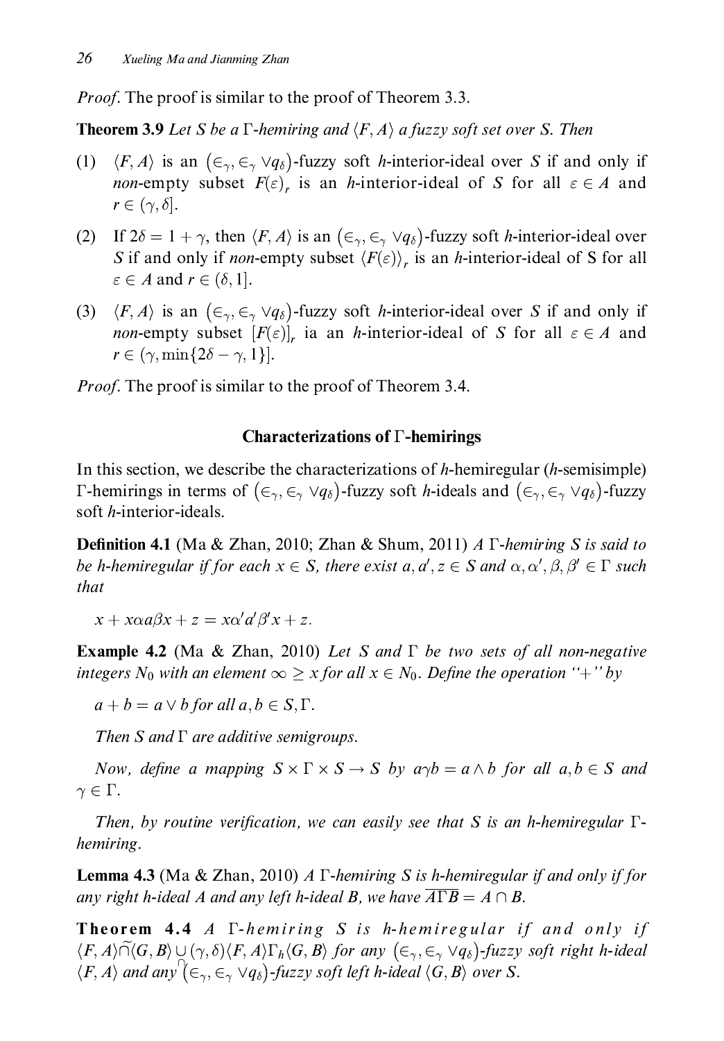*Proof*. The proof is similar to the proof of Theorem 3.3.

**Theorem 3.9** *Let $S$ be a $\Gamma$-hemiring and $\langle F, A\rangle$ a fuzzy soft set over $S$. Then*

(1) $\langle F, A\rangle$ is an $(\in_\gamma, \in_\gamma \vee q_\delta)$-fuzzy soft $h$-interior-ideal over $S$ if and only if *non*-empty subset $F(\varepsilon)_r$ is an $h$-interior-ideal of $S$ for all $\varepsilon \in A$ and $r \in (\gamma, \delta]$.

(2) If $2\delta = 1 + \gamma$, then $\langle F, A\rangle$ is an $(\in_\gamma, \in_\gamma \vee q_\delta)$-fuzzy soft $h$-interior-ideal over $S$ if and only if *non*-empty subset $\langle F(\varepsilon)\rangle_r$ is an $h$-interior-ideal of S for all $\varepsilon \in A$ and $r \in (\delta, 1]$.

(3) $\langle F, A\rangle$ is an $(\in_\gamma, \in_\gamma \vee q_\delta)$-fuzzy soft $h$-interior-ideal over $S$ if and only if *non*-empty subset $[F(\varepsilon)]_r$ ia an $h$-interior-ideal of $S$ for all $\varepsilon \in A$ and $r \in (\gamma, \min\{2\delta - \gamma, 1\}]$.

*Proof*. The proof is similar to the proof of Theorem 3.4.

## Characterizations of $\Gamma$-hemirings

In this section, we describe the characterizations of $h$-hemiregular ($h$-semisimple) $\Gamma$-hemirings in terms of $(\in_\gamma, \in_\gamma \vee q_\delta)$-fuzzy soft $h$-ideals and $(\in_\gamma, \in_\gamma \vee q_\delta)$-fuzzy soft $h$-interior-ideals.

**Definition 4.1** (Ma & Zhan, 2010; Zhan & Shum, 2011) *A $\Gamma$-hemiring $S$ is said to be h-hemiregular if for each $x \in S$, there exist $a, a', z \in S$ and $\alpha, \alpha', \beta, \beta' \in \Gamma$ such that*

$$x + x\alpha a\beta x + z = x\alpha' a'\beta' x + z.$$

**Example 4.2** (Ma & Zhan, 2010) *Let $S$ and $\Gamma$ be two sets of all non-negative integers $N_0$ with an element $\infty \geq x$ for all $x \in N_0$. Define the operation "+" by*

*$a + b = a \vee b$ for all $a, b \in S, \Gamma$.*

*Then $S$ and $\Gamma$ are additive semigroups.*

*Now, define a mapping $S \times \Gamma \times S \to S$ by $a\gamma b = a \wedge b$ for all $a, b \in S$ and $\gamma \in \Gamma$.*

*Then, by routine verification, we can easily see that $S$ is an h-hemiregular $\Gamma$-hemiring.*

**Lemma 4.3** (Ma & Zhan, 2010) *A $\Gamma$-hemiring $S$ is h-hemiregular if and only if for any right h-ideal $A$ and any left h-ideal $B$, we have $\overline{A\Gamma B} = A \cap B$.*

**Theorem 4.4** *A $\Gamma$-hemiring $S$ is h-hemiregular if and only if $\langle F, A\rangle \widetilde{\cap} \langle G, B\rangle \underset{\cap}{\cup} (\gamma, \delta)\langle F, A\rangle \Gamma_h \langle G, B\rangle$ for any $(\in_\gamma, \in_\gamma \vee q_\delta)$-fuzzy soft right h-ideal $\langle F, A\rangle$ and any $(\in_\gamma, \in_\gamma \vee q_\delta)$-fuzzy soft left h-ideal $\langle G, B\rangle$ over $S$.*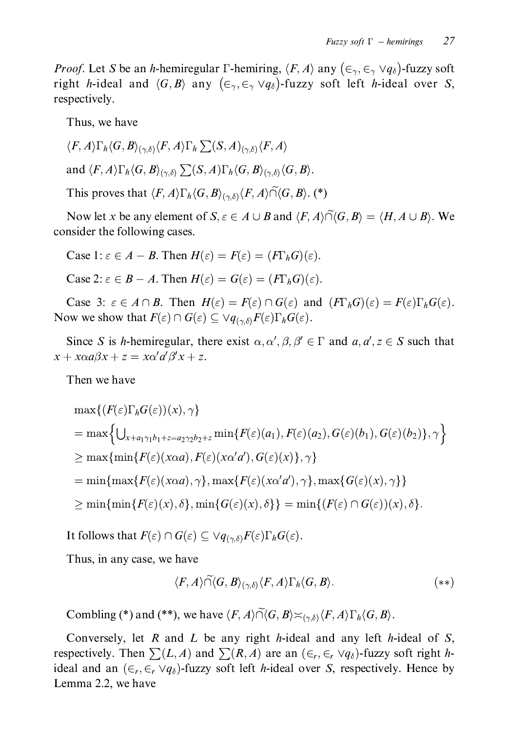*Proof*. Let $S$ be an $h$-hemiregular $\Gamma$-hemiring, $\langle F, A\rangle$ any $(\in_\gamma, \in_\gamma \vee q_\delta)$-fuzzy soft right $h$-ideal and $\langle G, B\rangle$ any $(\in_\gamma, \in_\gamma \vee q_\delta)$-fuzzy soft left $h$-ideal over $S$, respectively.

Thus, we have

$\langle F, A\rangle \Gamma_h \langle G, B\rangle_{(\gamma,\delta)} \langle F, A\rangle \Gamma_h \sum(S, A)_{(\gamma,\delta)} \langle F, A\rangle$

and $\langle F, A\rangle \Gamma_h \langle G, B\rangle_{(\gamma,\delta)} \sum(S, A) \Gamma_h \langle G, B\rangle_{(\gamma,\delta)} \langle G, B\rangle$.

This proves that $\langle F, A\rangle \Gamma_h \langle G, B\rangle_{(\gamma,\delta)} \langle F, A\rangle \widetilde{\cap} \langle G, B\rangle$. (*)

Now let $x$ be any element of $S, \varepsilon \in A \cup B$ and $\langle F, A\rangle \widetilde{\cap} \langle G, B\rangle = \langle H, A \cup B\rangle$. We consider the following cases.

Case 1: $\varepsilon \in A - B$. Then $H(\varepsilon) = F(\varepsilon) = (F\Gamma_h G)(\varepsilon)$.

Case 2: $\varepsilon \in B - A$. Then $H(\varepsilon) = G(\varepsilon) = (F\Gamma_h G)(\varepsilon)$.

Case 3: $\varepsilon \in A \cap B$. Then $H(\varepsilon) = F(\varepsilon) \cap G(\varepsilon)$ and $(F\Gamma_h G)(\varepsilon) = F(\varepsilon)\Gamma_h G(\varepsilon)$. Now we show that $F(\varepsilon) \cap G(\varepsilon) \subseteq \vee q_{(\gamma,\delta)} F(\varepsilon)\Gamma_h G(\varepsilon)$.

Since $S$ is $h$-hemiregular, there exist $\alpha, \alpha', \beta, \beta' \in \Gamma$ and $a, a', z \in S$ such that $x + x\alpha a\beta x + z = x\alpha' a'\beta' x + z$.

Then we have

$$
\begin{aligned}
&\max\{(F(\varepsilon)\Gamma_h G(\varepsilon))(x), \gamma\} \\
&= \max\left\{\bigcup_{x+a_1\gamma_1 b_1+z=a_2\gamma_2 b_2+z} \min\{F(\varepsilon)(a_1), F(\varepsilon)(a_2), G(\varepsilon)(b_1), G(\varepsilon)(b_2)\}, \gamma\right\} \\
&\geq \max\{\min\{F(\varepsilon)(x\alpha a), F(\varepsilon)(x\alpha' a'), G(\varepsilon)(x)\}, \gamma\} \\
&= \min\{\max\{F(\varepsilon)(x\alpha a), \gamma\}, \max\{F(\varepsilon)(x\alpha' a'), \gamma\}, \max\{G(\varepsilon)(x), \gamma\}\} \\
&\geq \min\{\min\{F(\varepsilon)(x), \delta\}, \min\{G(\varepsilon)(x), \delta\}\} = \min\{(F(\varepsilon) \cap G(\varepsilon))(x), \delta\}.
\end{aligned}
$$

It follows that $F(\varepsilon) \cap G(\varepsilon) \subseteq \vee q_{(\gamma,\delta)} F(\varepsilon)\Gamma_h G(\varepsilon)$.

Thus, in any case, we have

$$
\langle F, A\rangle \widetilde{\cap} \langle G, B\rangle_{(\gamma,\delta)} \langle F, A\rangle \Gamma_h \langle G, B\rangle. \qquad (**)
$$

Combling (*) and (**), we have $\langle F, A\rangle \widetilde{\cap} \langle G, B\rangle \asymp_{(\gamma,\delta)} \langle F, A\rangle \Gamma_h \langle G, B\rangle$.

Conversely, let $R$ and $L$ be any right $h$-ideal and any left $h$-ideal of $S$, respectively. Then $\sum(L, A)$ and $\sum(R, A)$ are an $(\in_r, \in_r \vee q_\delta)$-fuzzy soft right $h$-ideal and an $(\in_r, \in_r \vee q_\delta)$-fuzzy soft left $h$-ideal over $S$, respectively. Hence by Lemma 2.2, we have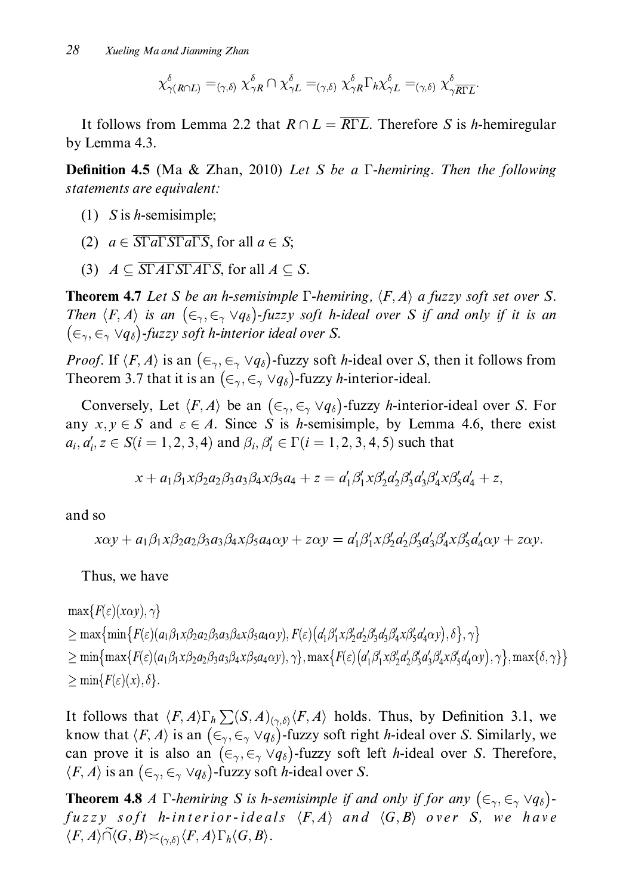$$\chi^{\delta}_{\gamma(R\cap L)} =_{(\gamma,\delta)} \chi^{\delta}_{\gamma R} \cap \chi^{\delta}_{\gamma L} =_{(\gamma,\delta)} \chi^{\delta}_{\gamma R}\Gamma_h \chi^{\delta}_{\gamma L} =_{(\gamma,\delta)} \chi^{\delta}_{\gamma \overline{R\Gamma L}}.$$

It follows from Lemma 2.2 that $R \cap L = \overline{R\Gamma L}$. Therefore $S$ is $h$-hemiregular by Lemma 4.3.

**Definition 4.5** (Ma & Zhan, 2010) *Let $S$ be a $\Gamma$-hemiring. Then the following statements are equivalent:*

(1) $S$ is $h$-semisimple;

(2) $a \in \overline{S\Gamma a\Gamma S\Gamma a\Gamma S}$, for all $a \in S$;

(3) $A \subseteq \overline{S\Gamma A\Gamma S\Gamma A\Gamma S}$, for all $A \subseteq S$.

**Theorem 4.7** *Let $S$ be an $h$-semisimple $\Gamma$-hemiring, $\langle F, A\rangle$ a fuzzy soft set over $S$. Then $\langle F, A\rangle$ is an $(\in_\gamma, \in_\gamma \vee q_\delta)$-fuzzy soft $h$-ideal over $S$ if and only if it is an $(\in_\gamma, \in_\gamma \vee q_\delta)$-fuzzy soft $h$-interior ideal over $S$.*

*Proof.* If $\langle F, A\rangle$ is an $(\in_\gamma, \in_\gamma \vee q_\delta)$-fuzzy soft $h$-ideal over $S$, then it follows from Theorem 3.7 that it is an $(\in_\gamma, \in_\gamma \vee q_\delta)$-fuzzy $h$-interior-ideal.

Conversely, Let $\langle F, A\rangle$ be an $(\in_\gamma, \in_\gamma \vee q_\delta)$-fuzzy $h$-interior-ideal over $S$. For any $x, y \in S$ and $\varepsilon \in A$. Since $S$ is $h$-semisimple, by Lemma 4.6, there exist $a_i, a'_i, z \in S (i = 1, 2, 3, 4)$ and $\beta_i, \beta'_i \in \Gamma (i = 1, 2, 3, 4, 5)$ such that

$$x + a_1\beta_1 x\beta_2 a_2\beta_3 a_3\beta_4 x\beta_5 a_4 + z = a'_1\beta'_1 x\beta'_2 a'_2\beta'_3 a'_3\beta'_4 x\beta'_5 a'_4 + z,$$

and so

$$x\alpha y + a_1\beta_1 x\beta_2 a_2\beta_3 a_3\beta_4 x\beta_5 a_4\alpha y + z\alpha y = a'_1\beta'_1 x\beta'_2 a'_2\beta'_3 a'_3\beta'_4 x\beta'_5 a'_4\alpha y + z\alpha y.$$

Thus, we have

$$\begin{aligned}
&\max\{F(\varepsilon)(x\alpha y), \gamma\} \\
&\geq \max\big\{\min\big\{F(\varepsilon)(a_1\beta_1 x\beta_2 a_2\beta_3 a_3\beta_4 x\beta_5 a_4\alpha y), F(\varepsilon)\big(a'_1\beta'_1 x\beta'_2 a'_2\beta'_3 a'_3\beta'_4 x\beta'_5 a'_4\alpha y\big), \delta\big\}, \gamma\big\} \\
&\geq \min\big\{\max\{F(\varepsilon)(a_1\beta_1 x\beta_2 a_2\beta_3 a_3\beta_4 x\beta_5 a_4\alpha y), \gamma\}, \max\big\{F(\varepsilon)\big(a'_1\beta'_1 x\beta'_2 a'_2\beta'_3 a'_3\beta'_4 x\beta'_5 a'_4\alpha y\big), \gamma\big\}, \max\{\delta, \gamma\}\big\} \\
&\geq \min\{F(\varepsilon)(x), \delta\}.
\end{aligned}$$

It follows that $\langle F, A\rangle \Gamma_h \sum(S, A)_{(\gamma,\delta)} \langle F, A\rangle$ holds. Thus, by Definition 3.1, we know that $\langle F, A\rangle$ is an $(\in_\gamma, \in_\gamma \vee q_\delta)$-fuzzy soft right $h$-ideal over $S$. Similarly, we can prove it is also an $(\in_\gamma, \in_\gamma \vee q_\delta)$-fuzzy soft left $h$-ideal over $S$. Therefore, $\langle F, A\rangle$ is an $(\in_\gamma, \in_\gamma \vee q_\delta)$-fuzzy soft $h$-ideal over $S$.

**Theorem 4.8** *A $\Gamma$-hemiring $S$ is $h$-semisimple if and only if for any $(\in_\gamma, \in_\gamma \vee q_\delta)$-fuzzy soft $h$-interior-ideals $\langle F, A\rangle$ and $\langle G, B\rangle$ over $S$, we have $\langle F, A\rangle \widetilde{\cap} \langle G, B\rangle \asymp_{(\gamma,\delta)} \langle F, A\rangle \Gamma_h \langle G, B\rangle$.*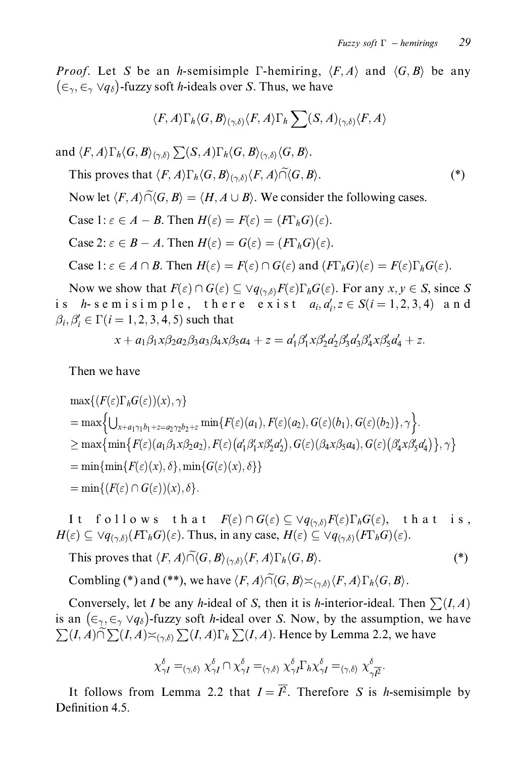*Proof*. Let $S$ be an $h$-semisimple $\Gamma$-hemiring, $\langle F, A\rangle$ and $\langle G, B\rangle$ be any $(\in_\gamma, \in_\gamma \vee q_\delta)$-fuzzy soft $h$-ideals over $S$. Thus, we have

$$\langle F, A\rangle \Gamma_h \langle G, B\rangle_{(\gamma,\delta)} \langle F, A\rangle \Gamma_h \sum(S, A)_{(\gamma,\delta)} \langle F, A\rangle$$

and $\langle F, A\rangle \Gamma_h \langle G, B\rangle_{(\gamma,\delta)} \sum(S, A) \Gamma_h \langle G, B\rangle_{(\gamma,\delta)} \langle G, B\rangle$.

This proves that $\langle F, A\rangle \Gamma_h \langle G, B\rangle_{(\gamma,\delta)} \langle F, A\rangle \widetilde{\cap} \langle G, B\rangle$. (*)

Now let $\langle F, A\rangle \widetilde{\cap} \langle G, B\rangle = \langle H, A \cup B\rangle$. We consider the following cases.

Case 1: $\varepsilon \in A - B$. Then $H(\varepsilon) = F(\varepsilon) = (F\Gamma_h G)(\varepsilon)$.

Case 2: $\varepsilon \in B - A$. Then $H(\varepsilon) = G(\varepsilon) = (F\Gamma_h G)(\varepsilon)$.

Case 1: $\varepsilon \in A \cap B$. Then $H(\varepsilon) = F(\varepsilon) \cap G(\varepsilon)$ and $(F\Gamma_h G)(\varepsilon) = F(\varepsilon)\Gamma_h G(\varepsilon)$.

Now we show that $F(\varepsilon) \cap G(\varepsilon) \subseteq \vee q_{(\gamma,\delta)} F(\varepsilon)\Gamma_h G(\varepsilon)$. For any $x, y \in S$, since $S$ is $h$-semisimple, there exist $a_i, a_i', z \in S (i = 1, 2, 3, 4)$ and $\beta_i, \beta_i' \in \Gamma (i = 1, 2, 3, 4, 5)$ such that

$$x + a_1\beta_1 x\beta_2 a_2\beta_3 a_3\beta_4 x\beta_5 a_4 + z = a_1'\beta_1' x\beta_2' a_2'\beta_3' a_3'\beta_4' x\beta_5' a_4' + z.$$

Then we have

$$\begin{aligned}
&\max\{(F(\varepsilon)\Gamma_h G(\varepsilon))(x), \gamma\} \\
&= \max\Big\{\bigcup\nolimits_{x+a_1\gamma_1 b_1+z=a_2\gamma_2 b_2+z} \min\{F(\varepsilon)(a_1), F(\varepsilon)(a_2), G(\varepsilon)(b_1), G(\varepsilon)(b_2)\}, \gamma\Big\}. \\
&\geq \max\big\{\min\big\{F(\varepsilon)(a_1\beta_1 x\beta_2 a_2), F(\varepsilon)\big(a_1'\beta_1' x\beta_2' a_2'\big), G(\varepsilon)(\beta_4 x\beta_5 a_4), G(\varepsilon)\big(\beta_4' x\beta_5' a_4'\big)\big\}, \gamma\big\} \\
&= \min\{\min\{F(\varepsilon)(x), \delta\}, \min\{G(\varepsilon)(x), \delta\}\} \\
&= \min\{(F(\varepsilon) \cap G(\varepsilon))(x), \delta\}.
\end{aligned}$$

It follows that $F(\varepsilon) \cap G(\varepsilon) \subseteq \vee q_{(\gamma,\delta)} F(\varepsilon)\Gamma_h G(\varepsilon)$, that is, $H(\varepsilon) \subseteq \vee q_{(\gamma,\delta)} (F\Gamma_h G)(\varepsilon)$. Thus, in any case, $H(\varepsilon) \subseteq \vee q_{(\gamma,\delta)} (F\Gamma_h G)(\varepsilon)$.

This proves that $\langle F, A\rangle \widetilde{\cap} \langle G, B\rangle_{(\gamma,\delta)} \langle F, A\rangle \Gamma_h \langle G, B\rangle$. (*)

Combling (*) and (**), we have $\langle F, A\rangle \widetilde{\cap} \langle G, B\rangle \asymp_{(\gamma,\delta)} \langle F, A\rangle \Gamma_h \langle G, B\rangle$.

Conversely, let $I$ be any $h$-ideal of $S$, then it is $h$-interior-ideal. Then $\sum(I, A)$ is an $(\in_\gamma, \in_\gamma \vee q_\delta)$-fuzzy soft $h$-ideal over $S$. Now, by the assumption, we have $\sum(I, A) \widetilde{\cap} \sum(I, A) \asymp_{(\gamma,\delta)} \sum(I, A) \Gamma_h \sum(I, A)$. Hence by Lemma 2.2, we have

$$\chi_{\gamma I}^{\delta} =_{(\gamma,\delta)} \chi_{\gamma I}^{\delta} \cap \chi_{\gamma I}^{\delta} =_{(\gamma,\delta)} \chi_{\gamma I}^{\delta} \Gamma_h \chi_{\gamma I}^{\delta} =_{(\gamma,\delta)} \chi_{\gamma \overline{I^2}}^{\delta}.$$

It follows from Lemma 2.2 that $I = \overline{I^2}$. Therefore $S$ is $h$-semisimple by Definition 4.5.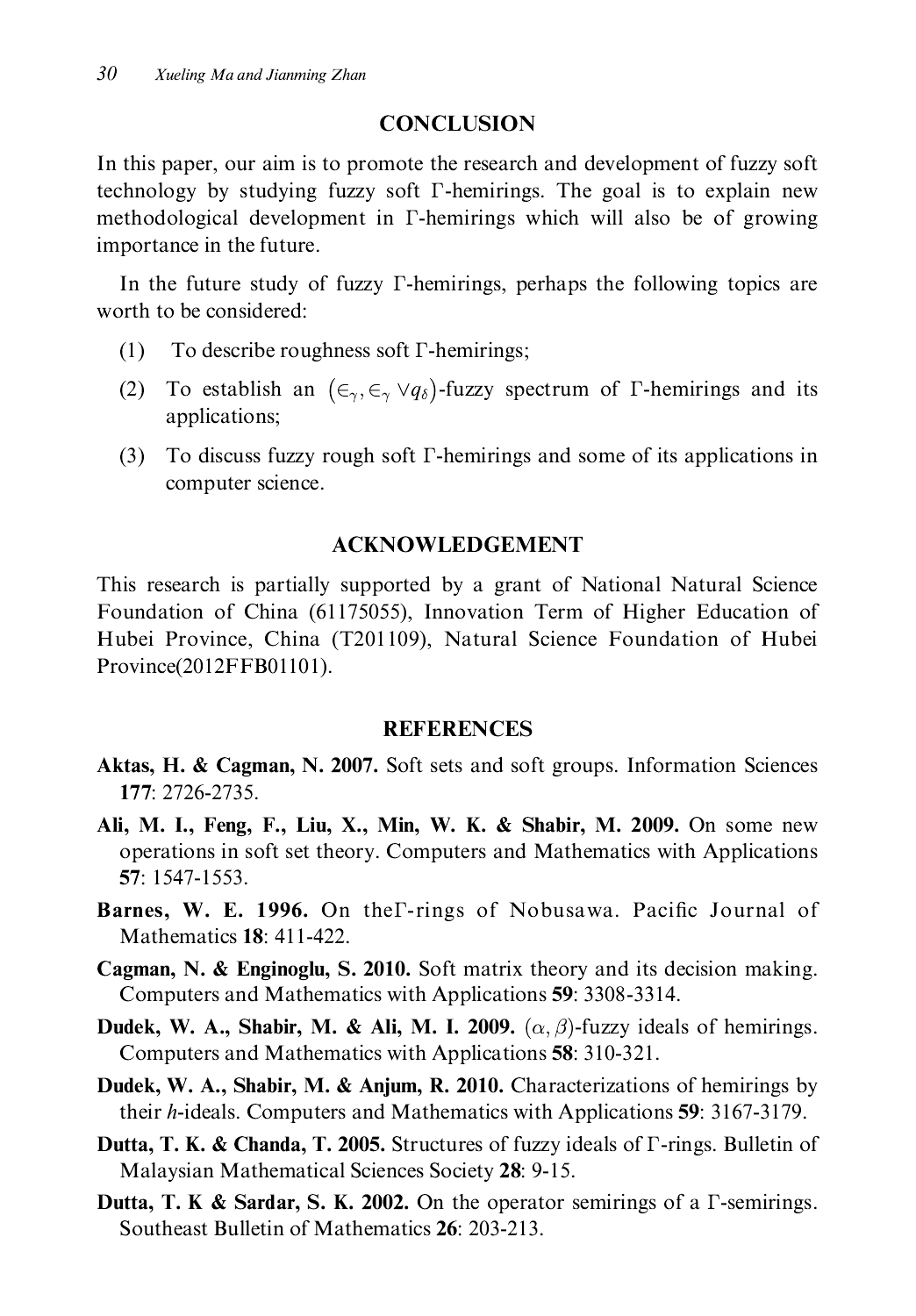## CONCLUSION

In this paper, our aim is to promote the research and development of fuzzy soft technology by studying fuzzy soft Γ-hemirings. The goal is to explain new methodological development in Γ-hemirings which will also be of growing importance in the future.

In the future study of fuzzy Γ-hemirings, perhaps the following topics are worth to be considered:

(1) To describe roughness soft Γ-hemirings;

(2) To establish an $(\in_\gamma, \in_\gamma \vee q_\delta)$-fuzzy spectrum of Γ-hemirings and its applications;

(3) To discuss fuzzy rough soft Γ-hemirings and some of its applications in computer science.

## ACKNOWLEDGEMENT

This research is partially supported by a grant of National Natural Science Foundation of China (61175055), Innovation Term of Higher Education of Hubei Province, China (T201109), Natural Science Foundation of Hubei Province(2012FFB01101).

## REFERENCES

**Aktas, H. & Cagman, N. 2007.** Soft sets and soft groups. Information Sciences **177**: 2726-2735.

**Ali, M. I., Feng, F., Liu, X., Min, W. K. & Shabir, M. 2009.** On some new operations in soft set theory. Computers and Mathematics with Applications **57**: 1547-1553.

**Barnes, W. E. 1996.** On theΓ-rings of Nobusawa. Pacific Journal of Mathematics **18**: 411-422.

**Cagman, N. & Enginoglu, S. 2010.** Soft matrix theory and its decision making. Computers and Mathematics with Applications **59**: 3308-3314.

**Dudek, W. A., Shabir, M. & Ali, M. I. 2009.** $(\alpha, \beta)$-fuzzy ideals of hemirings. Computers and Mathematics with Applications **58**: 310-321.

**Dudek, W. A., Shabir, M. & Anjum, R. 2010.** Characterizations of hemirings by their *h*-ideals. Computers and Mathematics with Applications **59**: 3167-3179.

**Dutta, T. K. & Chanda, T. 2005.** Structures of fuzzy ideals of Γ-rings. Bulletin of Malaysian Mathematical Sciences Society **28**: 9-15.

**Dutta, T. K & Sardar, S. K. 2002.** On the operator semirings of a Γ-semirings. Southeast Bulletin of Mathematics **26**: 203-213.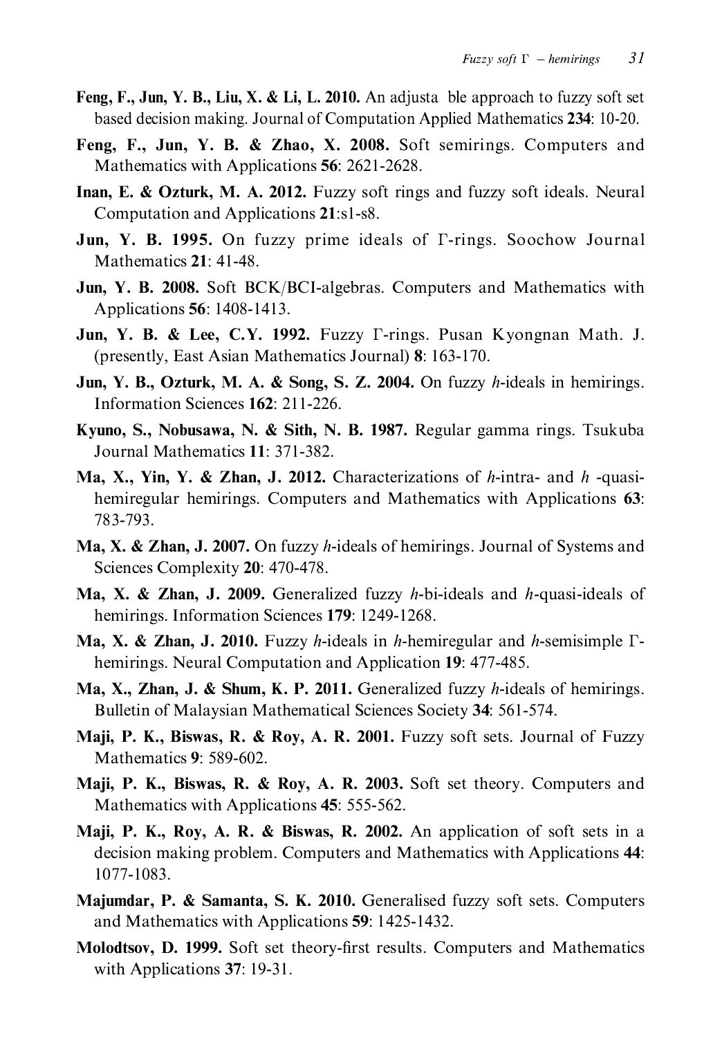**Feng, F., Jun, Y. B., Liu, X. & Li, L. 2010.** An adjusta ble approach to fuzzy soft set based decision making. Journal of Computation Applied Mathematics **234**: 10-20.

**Feng, F., Jun, Y. B. & Zhao, X. 2008.** Soft semirings. Computers and Mathematics with Applications **56**: 2621-2628.

**Inan, E. & Ozturk, M. A. 2012.** Fuzzy soft rings and fuzzy soft ideals. Neural Computation and Applications **21**:s1-s8.

**Jun, Y. B. 1995.** On fuzzy prime ideals of Γ-rings. Soochow Journal Mathematics **21**: 41-48.

**Jun, Y. B. 2008.** Soft BCK/BCI-algebras. Computers and Mathematics with Applications **56**: 1408-1413.

**Jun, Y. B. & Lee, C.Y. 1992.** Fuzzy Γ-rings. Pusan Kyongnan Math. J. (presently, East Asian Mathematics Journal) **8**: 163-170.

**Jun, Y. B., Ozturk, M. A. & Song, S. Z. 2004.** On fuzzy *h*-ideals in hemirings. Information Sciences **162**: 211-226.

**Kyuno, S., Nobusawa, N. & Sith, N. B. 1987.** Regular gamma rings. Tsukuba Journal Mathematics **11**: 371-382.

**Ma, X., Yin, Y. & Zhan, J. 2012.** Characterizations of *h*-intra- and *h* -quasi-hemiregular hemirings. Computers and Mathematics with Applications **63**: 783-793.

**Ma, X. & Zhan, J. 2007.** On fuzzy *h*-ideals of hemirings. Journal of Systems and Sciences Complexity **20**: 470-478.

**Ma, X. & Zhan, J. 2009.** Generalized fuzzy *h*-bi-ideals and *h*-quasi-ideals of hemirings. Information Sciences **179**: 1249-1268.

**Ma, X. & Zhan, J. 2010.** Fuzzy *h*-ideals in *h*-hemiregular and *h*-semisimple Γ-hemirings. Neural Computation and Application **19**: 477-485.

**Ma, X., Zhan, J. & Shum, K. P. 2011.** Generalized fuzzy *h*-ideals of hemirings. Bulletin of Malaysian Mathematical Sciences Society **34**: 561-574.

**Maji, P. K., Biswas, R. & Roy, A. R. 2001.** Fuzzy soft sets. Journal of Fuzzy Mathematics **9**: 589-602.

**Maji, P. K., Biswas, R. & Roy, A. R. 2003.** Soft set theory. Computers and Mathematics with Applications **45**: 555-562.

**Maji, P. K., Roy, A. R. & Biswas, R. 2002.** An application of soft sets in a decision making problem. Computers and Mathematics with Applications **44**: 1077-1083.

**Majumdar, P. & Samanta, S. K. 2010.** Generalised fuzzy soft sets. Computers and Mathematics with Applications **59**: 1425-1432.

**Molodtsov, D. 1999.** Soft set theory-first results. Computers and Mathematics with Applications **37**: 19-31.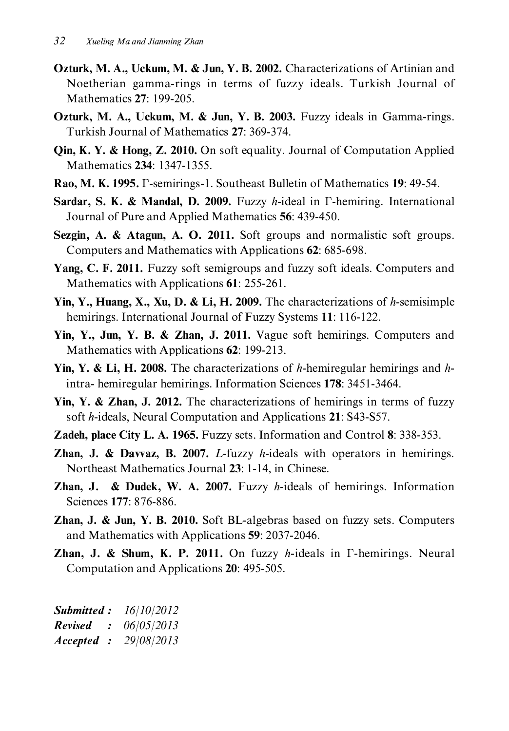**Ozturk, M. A., Uckum, M. & Jun, Y. B. 2002.** Characterizations of Artinian and Noetherian gamma-rings in terms of fuzzy ideals. Turkish Journal of Mathematics **27**: 199-205.

**Ozturk, M. A., Uckum, M. & Jun, Y. B. 2003.** Fuzzy ideals in Gamma-rings. Turkish Journal of Mathematics **27**: 369-374.

**Qin, K. Y. & Hong, Z. 2010.** On soft equality. Journal of Computation Applied Mathematics **234**: 1347-1355.

**Rao, M. K. 1995.** $\Gamma$-semirings-1. Southeast Bulletin of Mathematics **19**: 49-54.

**Sardar, S. K. & Mandal, D. 2009.** Fuzzy $h$-ideal in $\Gamma$-hemiring. International Journal of Pure and Applied Mathematics **56**: 439-450.

**Sezgin, A. & Atagun, A. O. 2011.** Soft groups and normalistic soft groups. Computers and Mathematics with Applications **62**: 685-698.

**Yang, C. F. 2011.** Fuzzy soft semigroups and fuzzy soft ideals. Computers and Mathematics with Applications **61**: 255-261.

**Yin, Y., Huang, X., Xu, D. & Li, H. 2009.** The characterizations of $h$-semisimple hemirings. International Journal of Fuzzy Systems **11**: 116-122.

**Yin, Y., Jun, Y. B. & Zhan, J. 2011.** Vague soft hemirings. Computers and Mathematics with Applications **62**: 199-213.

**Yin, Y. & Li, H. 2008.** The characterizations of $h$-hemiregular hemirings and $h$-intra- hemiregular hemirings. Information Sciences **178**: 3451-3464.

**Yin, Y. & Zhan, J. 2012.** The characterizations of hemirings in terms of fuzzy soft $h$-ideals, Neural Computation and Applications **21**: S43-S57.

**Zadeh, place City L. A. 1965.** Fuzzy sets. Information and Control **8**: 338-353.

**Zhan, J. & Davvaz, B. 2007.** $L$-fuzzy $h$-ideals with operators in hemirings. Northeast Mathematics Journal **23**: 1-14, in Chinese.

**Zhan, J. & Dudek, W. A. 2007.** Fuzzy $h$-ideals of hemirings. Information Sciences **177**: 876-886.

**Zhan, J. & Jun, Y. B. 2010.** Soft BL-algebras based on fuzzy sets. Computers and Mathematics with Applications **59**: 2037-2046.

**Zhan, J. & Shum, K. P. 2011.** On fuzzy $h$-ideals in $\Gamma$-hemirings. Neural Computation and Applications **20**: 495-505.

***Submitted :*** *16/10/2012*
***Revised :*** *06/05/2013*
***Accepted :*** *29/08/2013*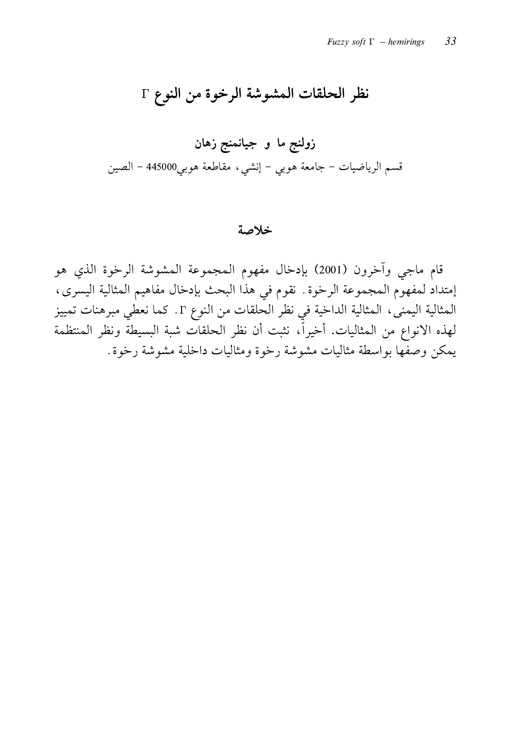# نظر الحلقات المشوشة الرخوة من النوع $\Gamma$

**زولنج ما و جيانمنج زهان**

قسم الرياضيات – جامعة هوبي – إنشي، مقاطعة هوبي445000 – الصين

## خلاصة

قام ماجي وآخرون (2001) بإدخال مفهوم المجموعة المشوشة الرخوة الذي هو إمتداد لمفهوم المجموعة الرخوة. نقوم في هذا البحث بإدخال مفاهيم المثالية اليسرى، المثالية اليمنى، المثالية الداخية في نظر الحلقات من النوع $\Gamma$. كما نعطي مبرهنات تمييز لهذه الانواع من المثاليات. أخيراً، نثبت أن نظر الحلقات شبة البسيطة ونظر المنتظمة يمكن وصفها بواسطة مثاليات مشوشة رخوة ومثاليات داخلية مشوشة رخوة.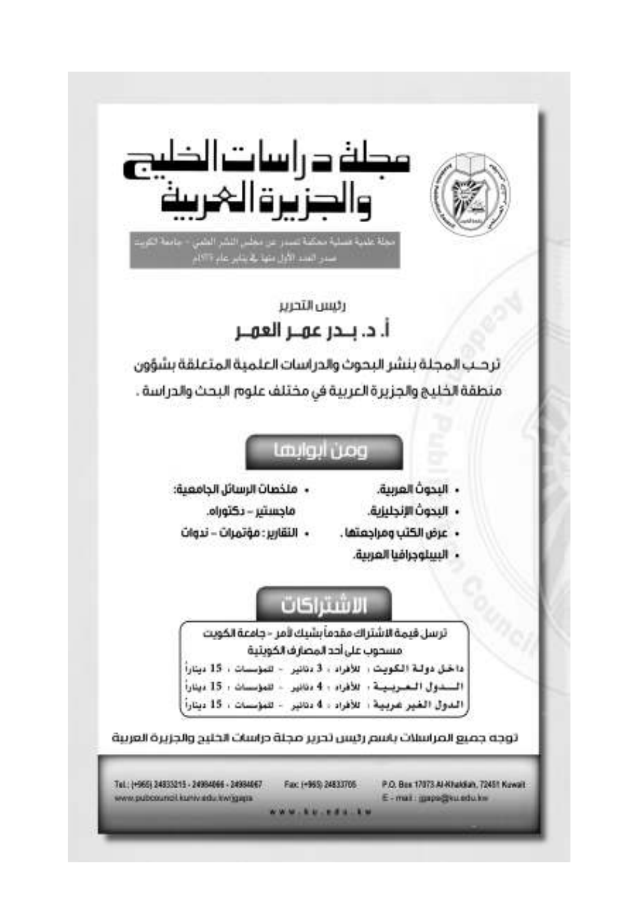# مجلة دراسات الخليج والجزيرة العربية

مجلة علمية فصلية محكمة تصدر عن مجلس النشر العلمي - جامعة الكويت
صدر العدد الأول منها في يناير عام ١٩٧٥م

رئيس التحرير

## أ. د. بدر عمر العمر

ترحب المجلة بنشر البحوث والدراسات العلمية المتعلقة بشؤون منطقة الخليج والجزيرة العربية في مختلف علوم البحث والدراسة .

## ومن أبوابها

- البحوث العربية.
- البحوث الإنجليزية.
- عرض الكتب ومراجعتها .
- البيبلوجرافيا العربية.
- ملخصات الرسائل الجامعية: ماجستير – دكتوراه.
- التقارير: مؤتمرات – ندوات

## الاشتراكات

ترسل قيمة الاشتراك مقدماً بشيك لأمر - جامعة الكويت مسحوب على أحد المصارف الكويتية

داخل دولة الكويت : للأفراد : 3 دنانير - للمؤسسات : 15 ديناراً
الدول العربية : للأفراد : 4 دنانير - للمؤسسات : 15 ديناراً
الدول الغير عربية : للأفراد : 4 دنانير - للمؤسسات : 15 ديناراً

توجه جميع المراسلات باسم رئيس تحرير مجلة دراسات الخليج والجزيرة العربية

Tel.: (+965) 24833215 - 24984066 - 24984067
www.pubcouncil.kuniv.edu.kw/jgaps

Fax: (+965) 24833705

P.O. Box 17073 Al-Khaldiah, 72451 Kuwait
E-mail : jgaps@ku.edu.kw

www.ku.edu.kw